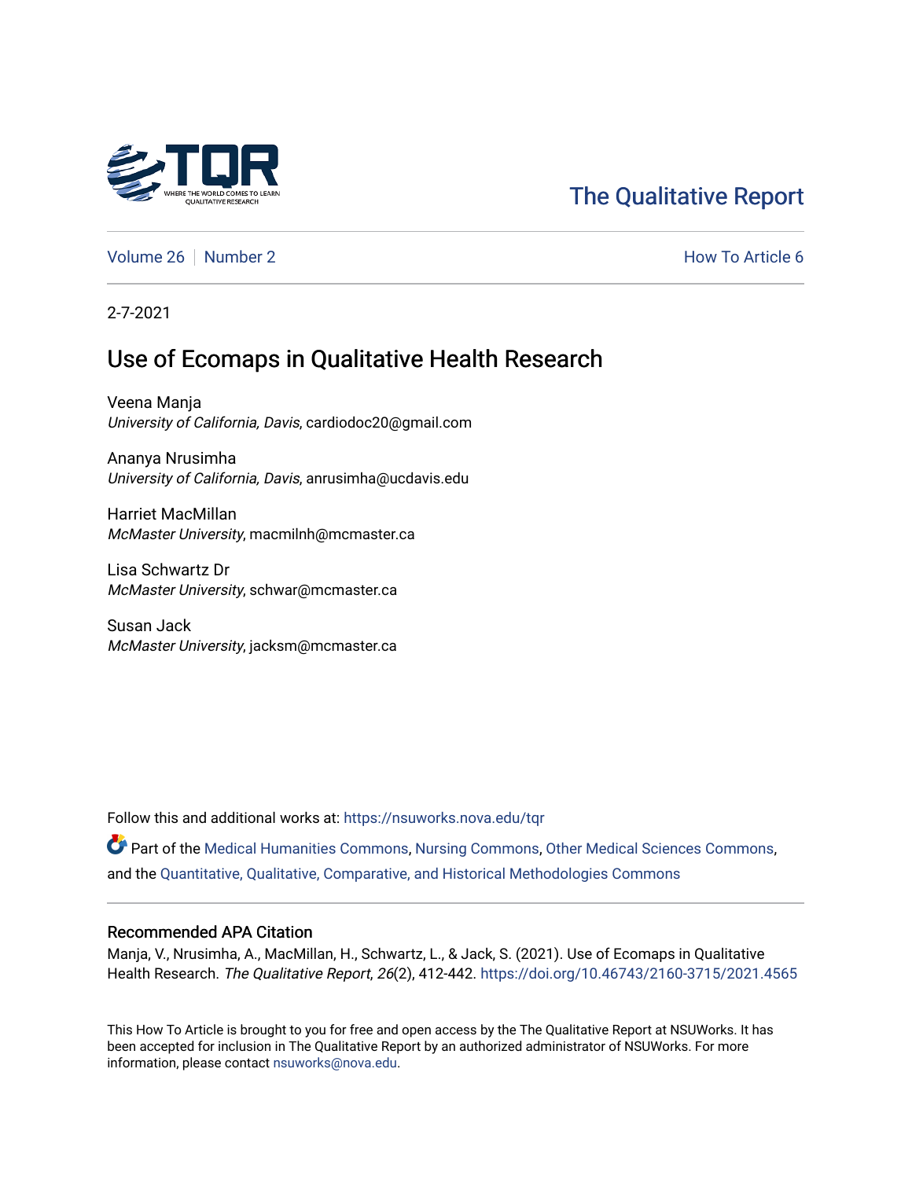The Qualitative Report

Volume 26 | Number 2 — How To Article 6

2-7-2021

# Use of Ecomaps in Qualitative Health Research

Veena Manja
*University of California, Davis*, cardiodoc20@gmail.com

Ananya Nrusimha
*University of California, Davis*, anrusimha@ucdavis.edu

Harriet MacMillan
*McMaster University*, macmilnh@mcmaster.ca

Lisa Schwartz Dr
*McMaster University*, schwar@mcmaster.ca

Susan Jack
*McMaster University*, jacksm@mcmaster.ca

Follow this and additional works at: https://nsuworks.nova.edu/tqr

Part of the Medical Humanities Commons, Nursing Commons, Other Medical Sciences Commons, and the Quantitative, Qualitative, Comparative, and Historical Methodologies Commons

## Recommended APA Citation

Manja, V., Nrusimha, A., MacMillan, H., Schwartz, L., & Jack, S. (2021). Use of Ecomaps in Qualitative Health Research. *The Qualitative Report*, *26*(2), 412-442. https://doi.org/10.46743/2160-3715/2021.4565

This How To Article is brought to you for free and open access by the The Qualitative Report at NSUWorks. It has been accepted for inclusion in The Qualitative Report by an authorized administrator of NSUWorks. For more information, please contact nsuworks@nova.edu.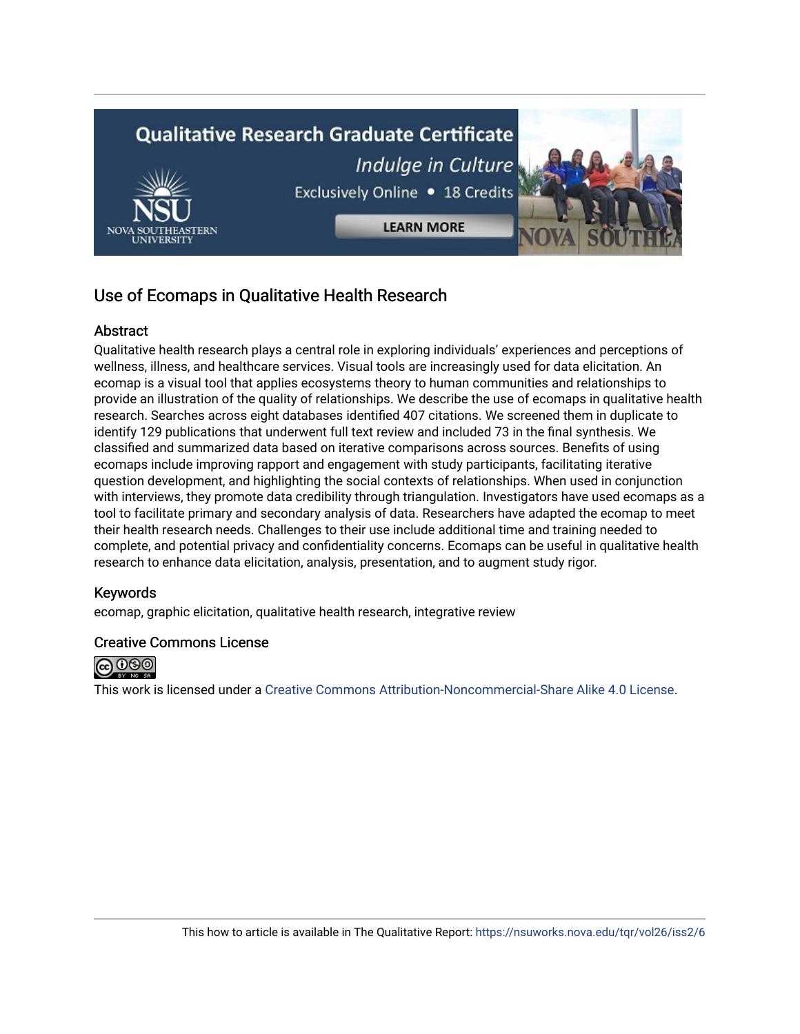# Use of Ecomaps in Qualitative Health Research

## Abstract

Qualitative health research plays a central role in exploring individuals' experiences and perceptions of wellness, illness, and healthcare services. Visual tools are increasingly used for data elicitation. An ecomap is a visual tool that applies ecosystems theory to human communities and relationships to provide an illustration of the quality of relationships. We describe the use of ecomaps in qualitative health research. Searches across eight databases identified 407 citations. We screened them in duplicate to identify 129 publications that underwent full text review and included 73 in the final synthesis. We classified and summarized data based on iterative comparisons across sources. Benefits of using ecomaps include improving rapport and engagement with study participants, facilitating iterative question development, and highlighting the social contexts of relationships. When used in conjunction with interviews, they promote data credibility through triangulation. Investigators have used ecomaps as a tool to facilitate primary and secondary analysis of data. Researchers have adapted the ecomap to meet their health research needs. Challenges to their use include additional time and training needed to complete, and potential privacy and confidentiality concerns. Ecomaps can be useful in qualitative health research to enhance data elicitation, analysis, presentation, and to augment study rigor.

## Keywords

ecomap, graphic elicitation, qualitative health research, integrative review

## Creative Commons License

This work is licensed under a Creative Commons Attribution-Noncommercial-Share Alike 4.0 License.

This how to article is available in The Qualitative Report: https://nsuworks.nova.edu/tqr/vol26/iss2/6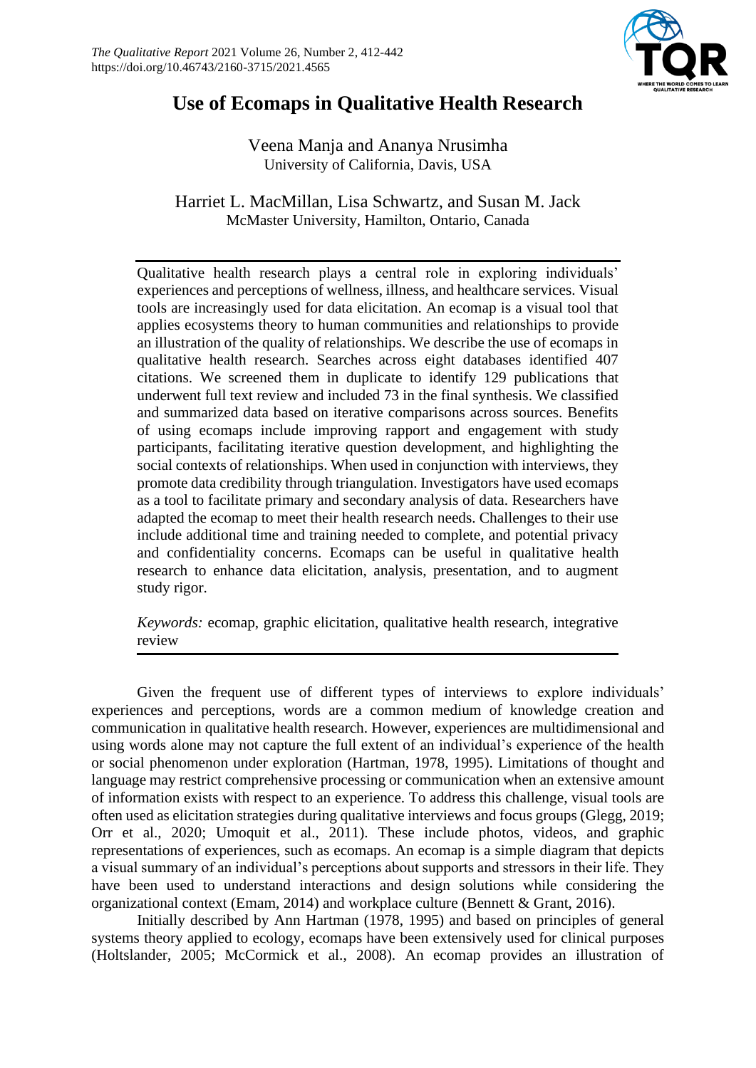# Use of Ecomaps in Qualitative Health Research

Veena Manja and Ananya Nrusimha
University of California, Davis, USA

Harriet L. MacMillan, Lisa Schwartz, and Susan M. Jack
McMaster University, Hamilton, Ontario, Canada

Qualitative health research plays a central role in exploring individuals' experiences and perceptions of wellness, illness, and healthcare services. Visual tools are increasingly used for data elicitation. An ecomap is a visual tool that applies ecosystems theory to human communities and relationships to provide an illustration of the quality of relationships. We describe the use of ecomaps in qualitative health research. Searches across eight databases identified 407 citations. We screened them in duplicate to identify 129 publications that underwent full text review and included 73 in the final synthesis. We classified and summarized data based on iterative comparisons across sources. Benefits of using ecomaps include improving rapport and engagement with study participants, facilitating iterative question development, and highlighting the social contexts of relationships. When used in conjunction with interviews, they promote data credibility through triangulation. Investigators have used ecomaps as a tool to facilitate primary and secondary analysis of data. Researchers have adapted the ecomap to meet their health research needs. Challenges to their use include additional time and training needed to complete, and potential privacy and confidentiality concerns. Ecomaps can be useful in qualitative health research to enhance data elicitation, analysis, presentation, and to augment study rigor.

*Keywords:* ecomap, graphic elicitation, qualitative health research, integrative review

Given the frequent use of different types of interviews to explore individuals' experiences and perceptions, words are a common medium of knowledge creation and communication in qualitative health research. However, experiences are multidimensional and using words alone may not capture the full extent of an individual's experience of the health or social phenomenon under exploration (Hartman, 1978, 1995). Limitations of thought and language may restrict comprehensive processing or communication when an extensive amount of information exists with respect to an experience. To address this challenge, visual tools are often used as elicitation strategies during qualitative interviews and focus groups (Glegg, 2019; Orr et al., 2020; Umoquit et al., 2011). These include photos, videos, and graphic representations of experiences, such as ecomaps. An ecomap is a simple diagram that depicts a visual summary of an individual's perceptions about supports and stressors in their life. They have been used to understand interactions and design solutions while considering the organizational context (Emam, 2014) and workplace culture (Bennett & Grant, 2016).

Initially described by Ann Hartman (1978, 1995) and based on principles of general systems theory applied to ecology, ecomaps have been extensively used for clinical purposes (Holtslander, 2005; McCormick et al., 2008). An ecomap provides an illustration of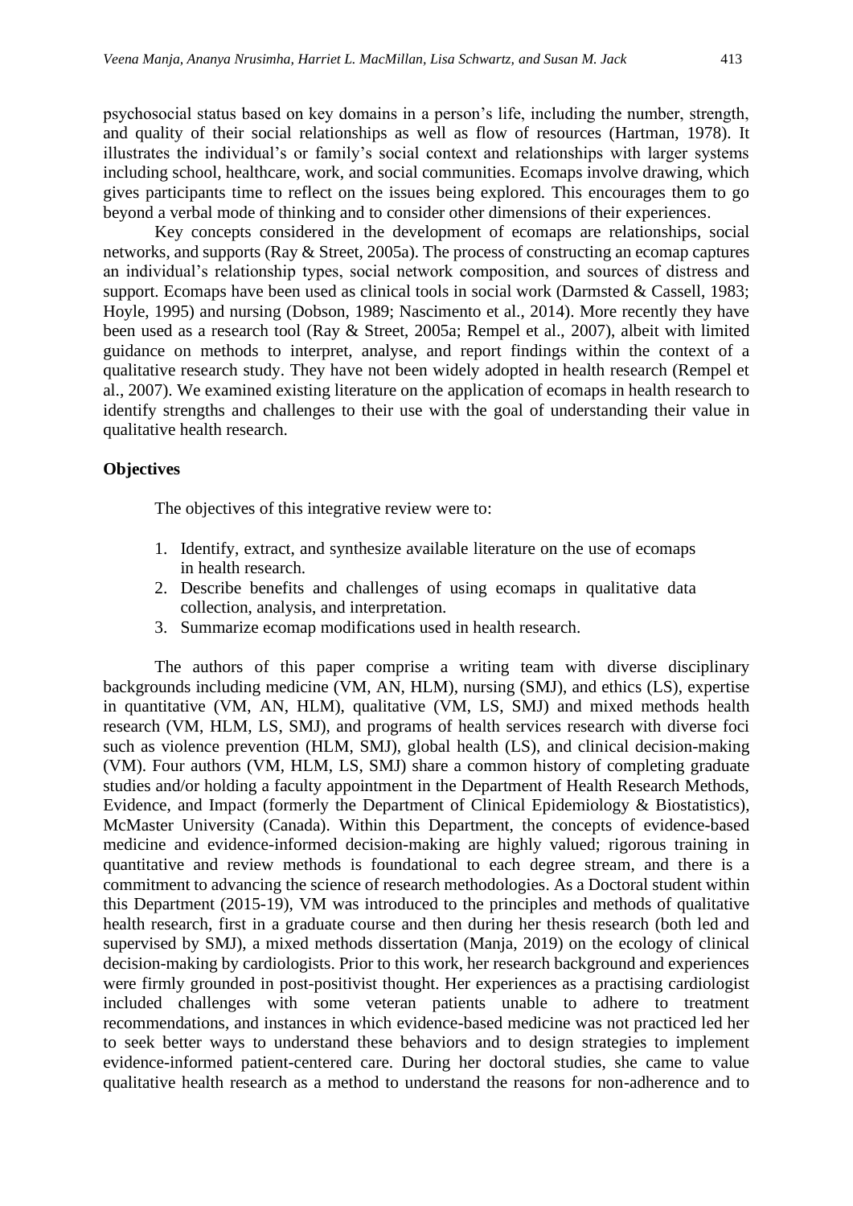psychosocial status based on key domains in a person's life, including the number, strength, and quality of their social relationships as well as flow of resources (Hartman, 1978). It illustrates the individual's or family's social context and relationships with larger systems including school, healthcare, work, and social communities. Ecomaps involve drawing, which gives participants time to reflect on the issues being explored. This encourages them to go beyond a verbal mode of thinking and to consider other dimensions of their experiences.

Key concepts considered in the development of ecomaps are relationships, social networks, and supports (Ray & Street, 2005a). The process of constructing an ecomap captures an individual's relationship types, social network composition, and sources of distress and support. Ecomaps have been used as clinical tools in social work (Darmsted & Cassell, 1983; Hoyle, 1995) and nursing (Dobson, 1989; Nascimento et al., 2014). More recently they have been used as a research tool (Ray & Street, 2005a; Rempel et al., 2007), albeit with limited guidance on methods to interpret, analyse, and report findings within the context of a qualitative research study. They have not been widely adopted in health research (Rempel et al., 2007). We examined existing literature on the application of ecomaps in health research to identify strengths and challenges to their use with the goal of understanding their value in qualitative health research.

## Objectives

The objectives of this integrative review were to:

1. Identify, extract, and synthesize available literature on the use of ecomaps in health research.
2. Describe benefits and challenges of using ecomaps in qualitative data collection, analysis, and interpretation.
3. Summarize ecomap modifications used in health research.

The authors of this paper comprise a writing team with diverse disciplinary backgrounds including medicine (VM, AN, HLM), nursing (SMJ), and ethics (LS), expertise in quantitative (VM, AN, HLM), qualitative (VM, LS, SMJ) and mixed methods health research (VM, HLM, LS, SMJ), and programs of health services research with diverse foci such as violence prevention (HLM, SMJ), global health (LS), and clinical decision-making (VM). Four authors (VM, HLM, LS, SMJ) share a common history of completing graduate studies and/or holding a faculty appointment in the Department of Health Research Methods, Evidence, and Impact (formerly the Department of Clinical Epidemiology & Biostatistics), McMaster University (Canada). Within this Department, the concepts of evidence-based medicine and evidence-informed decision-making are highly valued; rigorous training in quantitative and review methods is foundational to each degree stream, and there is a commitment to advancing the science of research methodologies. As a Doctoral student within this Department (2015-19), VM was introduced to the principles and methods of qualitative health research, first in a graduate course and then during her thesis research (both led and supervised by SMJ), a mixed methods dissertation (Manja, 2019) on the ecology of clinical decision-making by cardiologists. Prior to this work, her research background and experiences were firmly grounded in post-positivist thought. Her experiences as a practising cardiologist included challenges with some veteran patients unable to adhere to treatment recommendations, and instances in which evidence-based medicine was not practiced led her to seek better ways to understand these behaviors and to design strategies to implement evidence-informed patient-centered care. During her doctoral studies, she came to value qualitative health research as a method to understand the reasons for non-adherence and to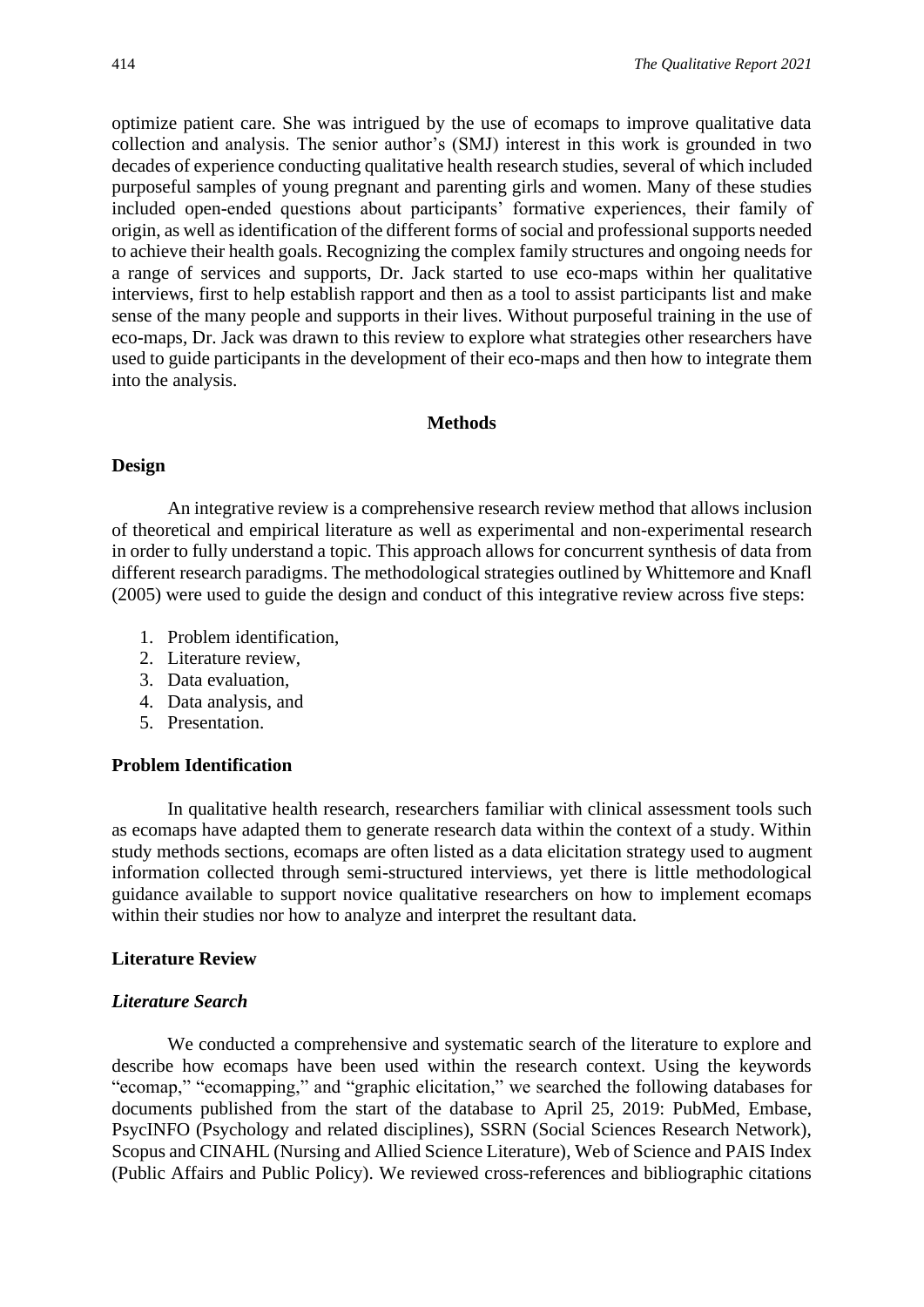optimize patient care. She was intrigued by the use of ecomaps to improve qualitative data collection and analysis. The senior author's (SMJ) interest in this work is grounded in two decades of experience conducting qualitative health research studies, several of which included purposeful samples of young pregnant and parenting girls and women. Many of these studies included open-ended questions about participants' formative experiences, their family of origin, as well as identification of the different forms of social and professional supports needed to achieve their health goals. Recognizing the complex family structures and ongoing needs for a range of services and supports, Dr. Jack started to use eco-maps within her qualitative interviews, first to help establish rapport and then as a tool to assist participants list and make sense of the many people and supports in their lives. Without purposeful training in the use of eco-maps, Dr. Jack was drawn to this review to explore what strategies other researchers have used to guide participants in the development of their eco-maps and then how to integrate them into the analysis.

## Methods

### Design

An integrative review is a comprehensive research review method that allows inclusion of theoretical and empirical literature as well as experimental and non-experimental research in order to fully understand a topic. This approach allows for concurrent synthesis of data from different research paradigms. The methodological strategies outlined by Whittemore and Knafl (2005) were used to guide the design and conduct of this integrative review across five steps:

1. Problem identification,
2. Literature review,
3. Data evaluation,
4. Data analysis, and
5. Presentation.

### Problem Identification

In qualitative health research, researchers familiar with clinical assessment tools such as ecomaps have adapted them to generate research data within the context of a study. Within study methods sections, ecomaps are often listed as a data elicitation strategy used to augment information collected through semi-structured interviews, yet there is little methodological guidance available to support novice qualitative researchers on how to implement ecomaps within their studies nor how to analyze and interpret the resultant data.

### Literature Review

#### *Literature Search*

We conducted a comprehensive and systematic search of the literature to explore and describe how ecomaps have been used within the research context. Using the keywords "ecomap," "ecomapping," and "graphic elicitation," we searched the following databases for documents published from the start of the database to April 25, 2019: PubMed, Embase, PsycINFO (Psychology and related disciplines), SSRN (Social Sciences Research Network), Scopus and CINAHL (Nursing and Allied Science Literature), Web of Science and PAIS Index (Public Affairs and Public Policy). We reviewed cross-references and bibliographic citations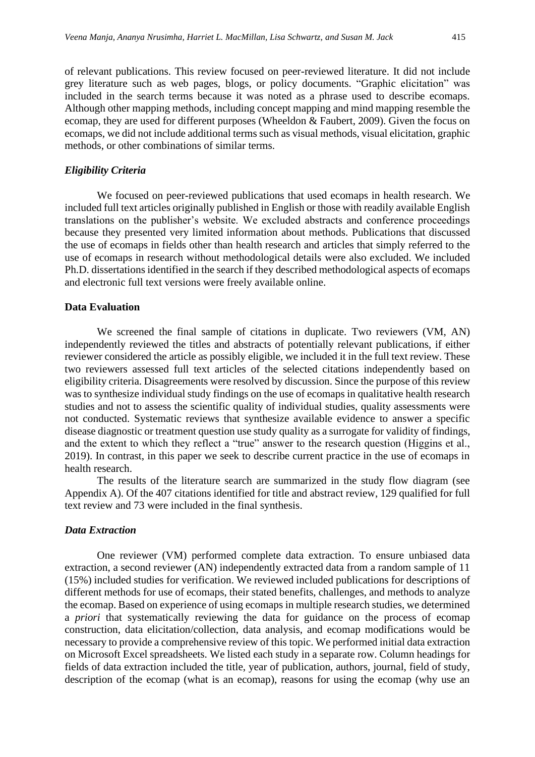of relevant publications. This review focused on peer-reviewed literature. It did not include grey literature such as web pages, blogs, or policy documents. "Graphic elicitation" was included in the search terms because it was noted as a phrase used to describe ecomaps. Although other mapping methods, including concept mapping and mind mapping resemble the ecomap, they are used for different purposes (Wheeldon & Faubert, 2009). Given the focus on ecomaps, we did not include additional terms such as visual methods, visual elicitation, graphic methods, or other combinations of similar terms.

### *Eligibility Criteria*

We focused on peer-reviewed publications that used ecomaps in health research. We included full text articles originally published in English or those with readily available English translations on the publisher's website. We excluded abstracts and conference proceedings because they presented very limited information about methods. Publications that discussed the use of ecomaps in fields other than health research and articles that simply referred to the use of ecomaps in research without methodological details were also excluded. We included Ph.D. dissertations identified in the search if they described methodological aspects of ecomaps and electronic full text versions were freely available online.

## **Data Evaluation**

We screened the final sample of citations in duplicate. Two reviewers (VM, AN) independently reviewed the titles and abstracts of potentially relevant publications, if either reviewer considered the article as possibly eligible, we included it in the full text review. These two reviewers assessed full text articles of the selected citations independently based on eligibility criteria. Disagreements were resolved by discussion. Since the purpose of this review was to synthesize individual study findings on the use of ecomaps in qualitative health research studies and not to assess the scientific quality of individual studies, quality assessments were not conducted. Systematic reviews that synthesize available evidence to answer a specific disease diagnostic or treatment question use study quality as a surrogate for validity of findings, and the extent to which they reflect a "true" answer to the research question (Higgins et al., 2019). In contrast, in this paper we seek to describe current practice in the use of ecomaps in health research.

The results of the literature search are summarized in the study flow diagram (see Appendix A). Of the 407 citations identified for title and abstract review, 129 qualified for full text review and 73 were included in the final synthesis.

### *Data Extraction*

One reviewer (VM) performed complete data extraction. To ensure unbiased data extraction, a second reviewer (AN) independently extracted data from a random sample of 11 (15%) included studies for verification. We reviewed included publications for descriptions of different methods for use of ecomaps, their stated benefits, challenges, and methods to analyze the ecomap. Based on experience of using ecomaps in multiple research studies, we determined a *priori* that systematically reviewing the data for guidance on the process of ecomap construction, data elicitation/collection, data analysis, and ecomap modifications would be necessary to provide a comprehensive review of this topic. We performed initial data extraction on Microsoft Excel spreadsheets. We listed each study in a separate row. Column headings for fields of data extraction included the title, year of publication, authors, journal, field of study, description of the ecomap (what is an ecomap), reasons for using the ecomap (why use an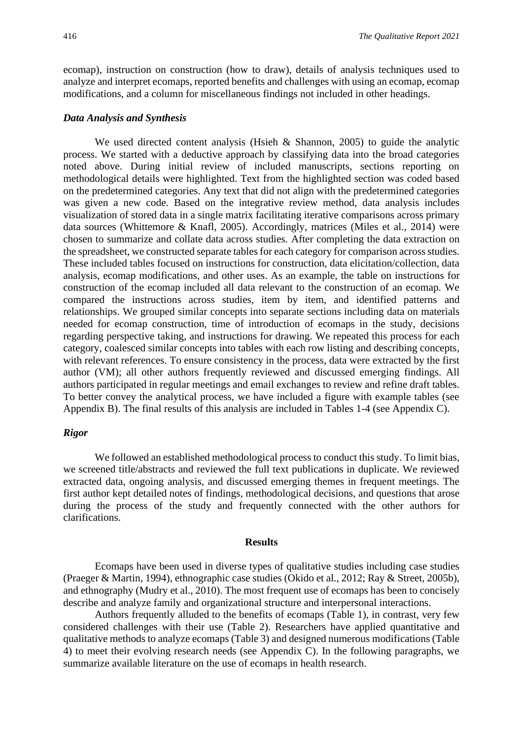ecomap), instruction on construction (how to draw), details of analysis techniques used to analyze and interpret ecomaps, reported benefits and challenges with using an ecomap, ecomap modifications, and a column for miscellaneous findings not included in other headings.

### *Data Analysis and Synthesis*

We used directed content analysis (Hsieh & Shannon, 2005) to guide the analytic process. We started with a deductive approach by classifying data into the broad categories noted above. During initial review of included manuscripts, sections reporting on methodological details were highlighted. Text from the highlighted section was coded based on the predetermined categories. Any text that did not align with the predetermined categories was given a new code. Based on the integrative review method, data analysis includes visualization of stored data in a single matrix facilitating iterative comparisons across primary data sources (Whittemore & Knafl, 2005). Accordingly, matrices (Miles et al., 2014) were chosen to summarize and collate data across studies. After completing the data extraction on the spreadsheet, we constructed separate tables for each category for comparison across studies. These included tables focused on instructions for construction, data elicitation/collection, data analysis, ecomap modifications, and other uses. As an example, the table on instructions for construction of the ecomap included all data relevant to the construction of an ecomap. We compared the instructions across studies, item by item, and identified patterns and relationships. We grouped similar concepts into separate sections including data on materials needed for ecomap construction, time of introduction of ecomaps in the study, decisions regarding perspective taking, and instructions for drawing. We repeated this process for each category, coalesced similar concepts into tables with each row listing and describing concepts, with relevant references. To ensure consistency in the process, data were extracted by the first author (VM); all other authors frequently reviewed and discussed emerging findings. All authors participated in regular meetings and email exchanges to review and refine draft tables. To better convey the analytical process, we have included a figure with example tables (see Appendix B). The final results of this analysis are included in Tables 1-4 (see Appendix C).

### *Rigor*

We followed an established methodological process to conduct this study. To limit bias, we screened title/abstracts and reviewed the full text publications in duplicate. We reviewed extracted data, ongoing analysis, and discussed emerging themes in frequent meetings. The first author kept detailed notes of findings, methodological decisions, and questions that arose during the process of the study and frequently connected with the other authors for clarifications.

## Results

Ecomaps have been used in diverse types of qualitative studies including case studies (Praeger & Martin, 1994), ethnographic case studies (Okido et al., 2012; Ray & Street, 2005b), and ethnography (Mudry et al., 2010). The most frequent use of ecomaps has been to concisely describe and analyze family and organizational structure and interpersonal interactions.

Authors frequently alluded to the benefits of ecomaps (Table 1), in contrast, very few considered challenges with their use (Table 2). Researchers have applied quantitative and qualitative methods to analyze ecomaps (Table 3) and designed numerous modifications (Table 4) to meet their evolving research needs (see Appendix C). In the following paragraphs, we summarize available literature on the use of ecomaps in health research.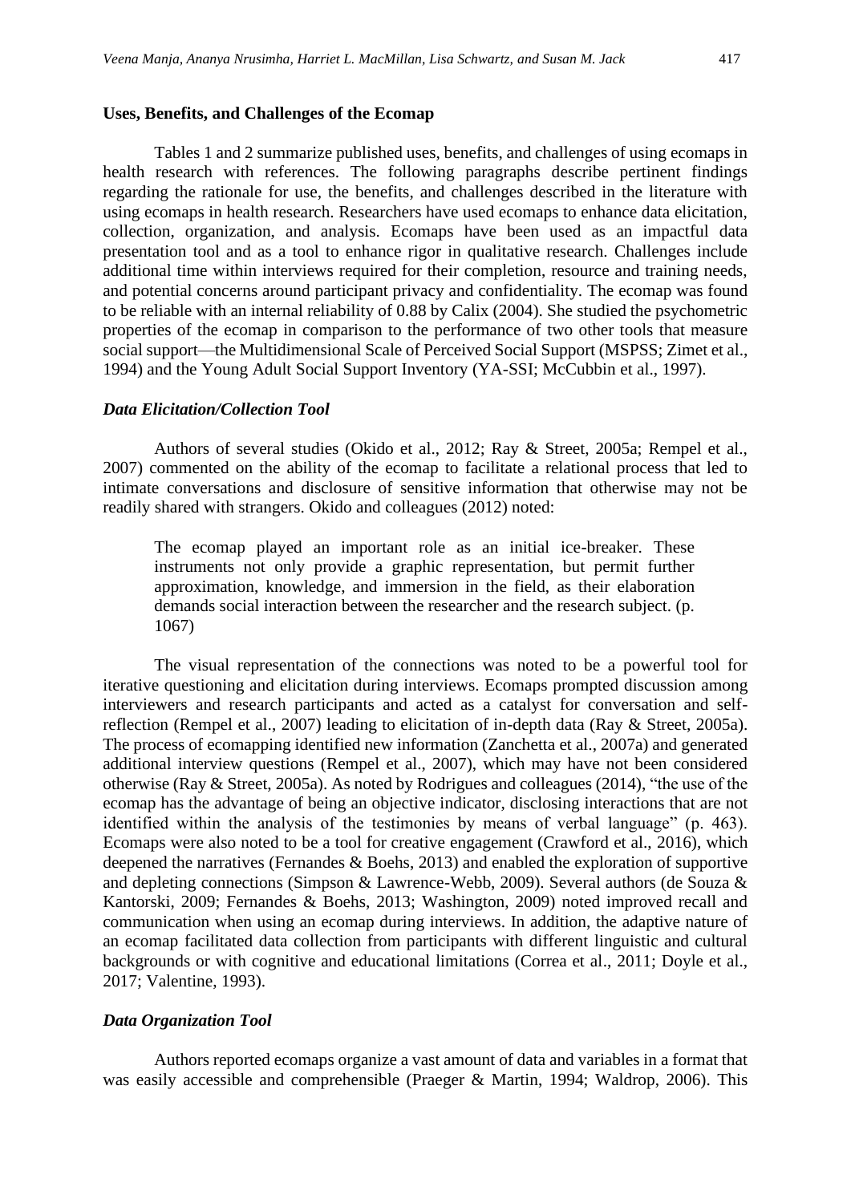### Uses, Benefits, and Challenges of the Ecomap

Tables 1 and 2 summarize published uses, benefits, and challenges of using ecomaps in health research with references. The following paragraphs describe pertinent findings regarding the rationale for use, the benefits, and challenges described in the literature with using ecomaps in health research. Researchers have used ecomaps to enhance data elicitation, collection, organization, and analysis. Ecomaps have been used as an impactful data presentation tool and as a tool to enhance rigor in qualitative research. Challenges include additional time within interviews required for their completion, resource and training needs, and potential concerns around participant privacy and confidentiality. The ecomap was found to be reliable with an internal reliability of 0.88 by Calix (2004). She studied the psychometric properties of the ecomap in comparison to the performance of two other tools that measure social support—the Multidimensional Scale of Perceived Social Support (MSPSS; Zimet et al., 1994) and the Young Adult Social Support Inventory (YA-SSI; McCubbin et al., 1997).

#### *Data Elicitation/Collection Tool*

Authors of several studies (Okido et al., 2012; Ray & Street, 2005a; Rempel et al., 2007) commented on the ability of the ecomap to facilitate a relational process that led to intimate conversations and disclosure of sensitive information that otherwise may not be readily shared with strangers. Okido and colleagues (2012) noted:

> The ecomap played an important role as an initial ice-breaker. These instruments not only provide a graphic representation, but permit further approximation, knowledge, and immersion in the field, as their elaboration demands social interaction between the researcher and the research subject. (p. 1067)

The visual representation of the connections was noted to be a powerful tool for iterative questioning and elicitation during interviews. Ecomaps prompted discussion among interviewers and research participants and acted as a catalyst for conversation and self-reflection (Rempel et al., 2007) leading to elicitation of in-depth data (Ray & Street, 2005a). The process of ecomapping identified new information (Zanchetta et al., 2007a) and generated additional interview questions (Rempel et al., 2007), which may have not been considered otherwise (Ray & Street, 2005a). As noted by Rodrigues and colleagues (2014), "the use of the ecomap has the advantage of being an objective indicator, disclosing interactions that are not identified within the analysis of the testimonies by means of verbal language" (p. 463). Ecomaps were also noted to be a tool for creative engagement (Crawford et al., 2016), which deepened the narratives (Fernandes & Boehs, 2013) and enabled the exploration of supportive and depleting connections (Simpson & Lawrence-Webb, 2009). Several authors (de Souza & Kantorski, 2009; Fernandes & Boehs, 2013; Washington, 2009) noted improved recall and communication when using an ecomap during interviews. In addition, the adaptive nature of an ecomap facilitated data collection from participants with different linguistic and cultural backgrounds or with cognitive and educational limitations (Correa et al., 2011; Doyle et al., 2017; Valentine, 1993).

#### *Data Organization Tool*

Authors reported ecomaps organize a vast amount of data and variables in a format that was easily accessible and comprehensible (Praeger & Martin, 1994; Waldrop, 2006). This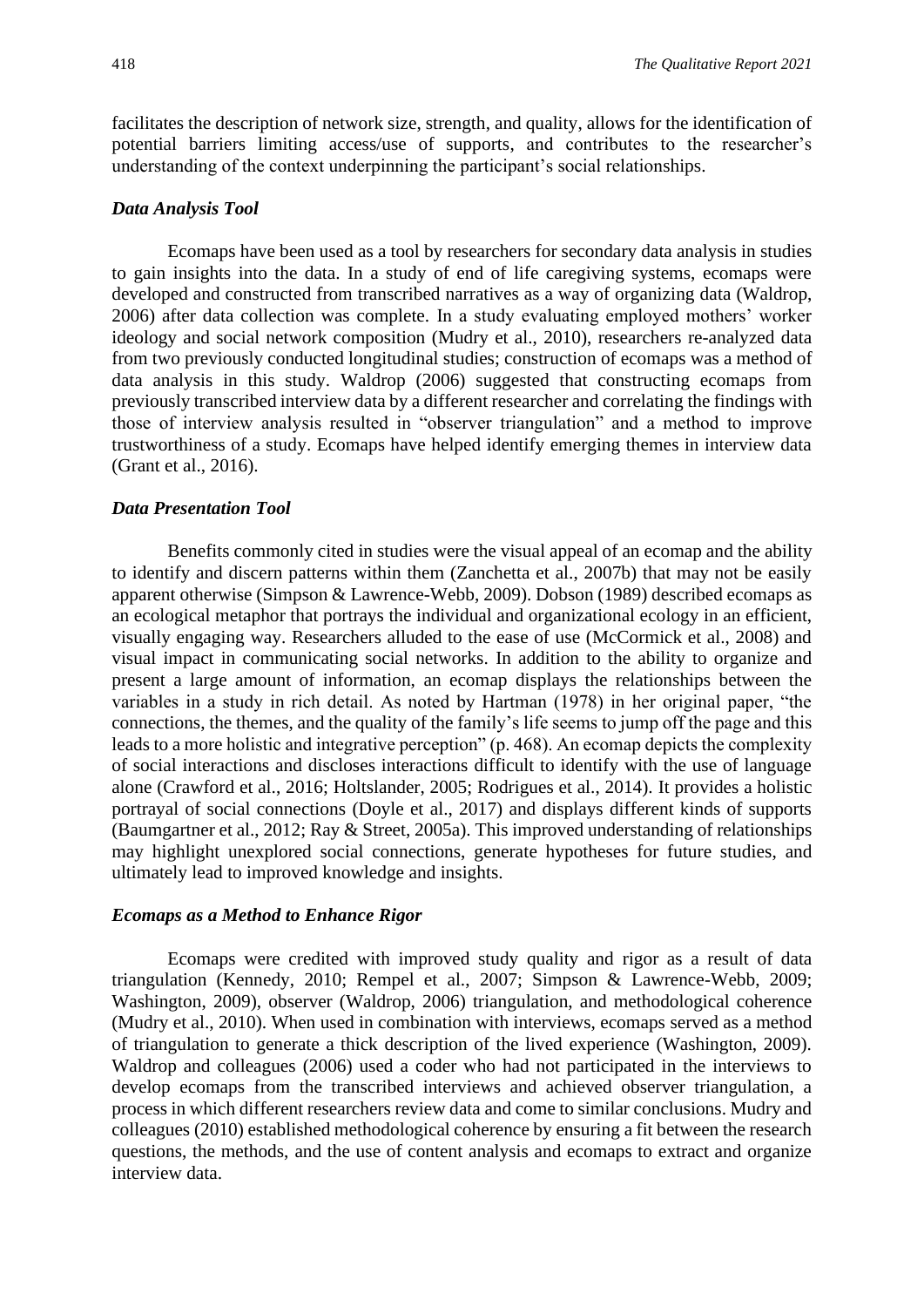facilitates the description of network size, strength, and quality, allows for the identification of potential barriers limiting access/use of supports, and contributes to the researcher's understanding of the context underpinning the participant's social relationships.

### *Data Analysis Tool*

Ecomaps have been used as a tool by researchers for secondary data analysis in studies to gain insights into the data. In a study of end of life caregiving systems, ecomaps were developed and constructed from transcribed narratives as a way of organizing data (Waldrop, 2006) after data collection was complete. In a study evaluating employed mothers' worker ideology and social network composition (Mudry et al., 2010), researchers re-analyzed data from two previously conducted longitudinal studies; construction of ecomaps was a method of data analysis in this study. Waldrop (2006) suggested that constructing ecomaps from previously transcribed interview data by a different researcher and correlating the findings with those of interview analysis resulted in "observer triangulation" and a method to improve trustworthiness of a study. Ecomaps have helped identify emerging themes in interview data (Grant et al., 2016).

### *Data Presentation Tool*

Benefits commonly cited in studies were the visual appeal of an ecomap and the ability to identify and discern patterns within them (Zanchetta et al., 2007b) that may not be easily apparent otherwise (Simpson & Lawrence-Webb, 2009). Dobson (1989) described ecomaps as an ecological metaphor that portrays the individual and organizational ecology in an efficient, visually engaging way. Researchers alluded to the ease of use (McCormick et al., 2008) and visual impact in communicating social networks. In addition to the ability to organize and present a large amount of information, an ecomap displays the relationships between the variables in a study in rich detail. As noted by Hartman (1978) in her original paper, "the connections, the themes, and the quality of the family's life seems to jump off the page and this leads to a more holistic and integrative perception" (p. 468). An ecomap depicts the complexity of social interactions and discloses interactions difficult to identify with the use of language alone (Crawford et al., 2016; Holtslander, 2005; Rodrigues et al., 2014). It provides a holistic portrayal of social connections (Doyle et al., 2017) and displays different kinds of supports (Baumgartner et al., 2012; Ray & Street, 2005a). This improved understanding of relationships may highlight unexplored social connections, generate hypotheses for future studies, and ultimately lead to improved knowledge and insights.

### *Ecomaps as a Method to Enhance Rigor*

Ecomaps were credited with improved study quality and rigor as a result of data triangulation (Kennedy, 2010; Rempel et al., 2007; Simpson & Lawrence-Webb, 2009; Washington, 2009), observer (Waldrop, 2006) triangulation, and methodological coherence (Mudry et al., 2010). When used in combination with interviews, ecomaps served as a method of triangulation to generate a thick description of the lived experience (Washington, 2009). Waldrop and colleagues (2006) used a coder who had not participated in the interviews to develop ecomaps from the transcribed interviews and achieved observer triangulation, a process in which different researchers review data and come to similar conclusions. Mudry and colleagues (2010) established methodological coherence by ensuring a fit between the research questions, the methods, and the use of content analysis and ecomaps to extract and organize interview data.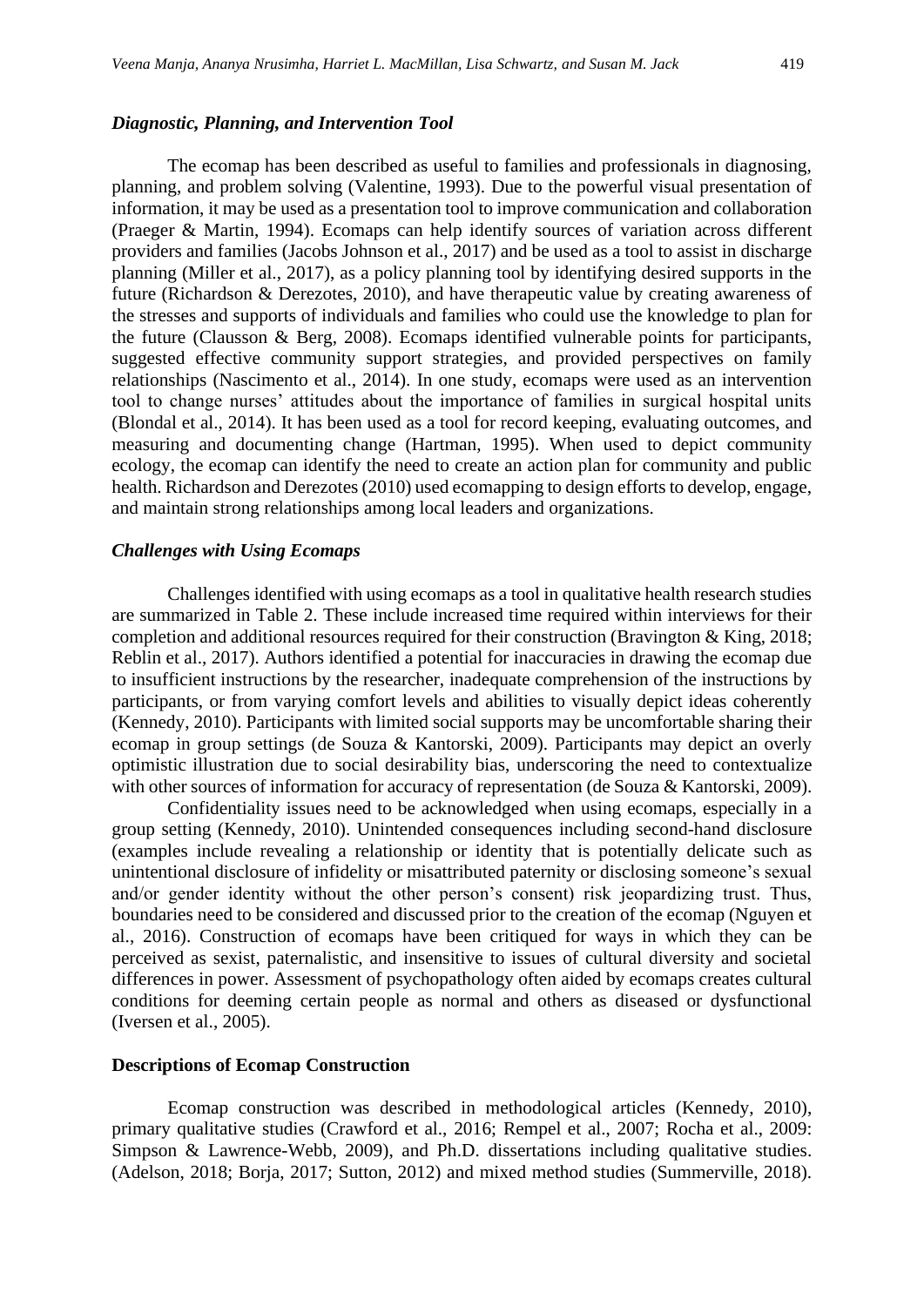### *Diagnostic, Planning, and Intervention Tool*

The ecomap has been described as useful to families and professionals in diagnosing, planning, and problem solving (Valentine, 1993). Due to the powerful visual presentation of information, it may be used as a presentation tool to improve communication and collaboration (Praeger & Martin, 1994). Ecomaps can help identify sources of variation across different providers and families (Jacobs Johnson et al., 2017) and be used as a tool to assist in discharge planning (Miller et al., 2017), as a policy planning tool by identifying desired supports in the future (Richardson & Derezotes, 2010), and have therapeutic value by creating awareness of the stresses and supports of individuals and families who could use the knowledge to plan for the future (Clausson & Berg, 2008). Ecomaps identified vulnerable points for participants, suggested effective community support strategies, and provided perspectives on family relationships (Nascimento et al., 2014). In one study, ecomaps were used as an intervention tool to change nurses' attitudes about the importance of families in surgical hospital units (Blondal et al., 2014). It has been used as a tool for record keeping, evaluating outcomes, and measuring and documenting change (Hartman, 1995). When used to depict community ecology, the ecomap can identify the need to create an action plan for community and public health. Richardson and Derezotes (2010) used ecomapping to design efforts to develop, engage, and maintain strong relationships among local leaders and organizations.

### *Challenges with Using Ecomaps*

Challenges identified with using ecomaps as a tool in qualitative health research studies are summarized in Table 2. These include increased time required within interviews for their completion and additional resources required for their construction (Bravington & King, 2018; Reblin et al., 2017). Authors identified a potential for inaccuracies in drawing the ecomap due to insufficient instructions by the researcher, inadequate comprehension of the instructions by participants, or from varying comfort levels and abilities to visually depict ideas coherently (Kennedy, 2010). Participants with limited social supports may be uncomfortable sharing their ecomap in group settings (de Souza & Kantorski, 2009). Participants may depict an overly optimistic illustration due to social desirability bias, underscoring the need to contextualize with other sources of information for accuracy of representation (de Souza & Kantorski, 2009).

Confidentiality issues need to be acknowledged when using ecomaps, especially in a group setting (Kennedy, 2010). Unintended consequences including second-hand disclosure (examples include revealing a relationship or identity that is potentially delicate such as unintentional disclosure of infidelity or misattributed paternity or disclosing someone's sexual and/or gender identity without the other person's consent) risk jeopardizing trust. Thus, boundaries need to be considered and discussed prior to the creation of the ecomap (Nguyen et al., 2016). Construction of ecomaps have been critiqued for ways in which they can be perceived as sexist, paternalistic, and insensitive to issues of cultural diversity and societal differences in power. Assessment of psychopathology often aided by ecomaps creates cultural conditions for deeming certain people as normal and others as diseased or dysfunctional (Iversen et al., 2005).

## **Descriptions of Ecomap Construction**

Ecomap construction was described in methodological articles (Kennedy, 2010), primary qualitative studies (Crawford et al., 2016; Rempel et al., 2007; Rocha et al., 2009: Simpson & Lawrence-Webb, 2009), and Ph.D. dissertations including qualitative studies. (Adelson, 2018; Borja, 2017; Sutton, 2012) and mixed method studies (Summerville, 2018).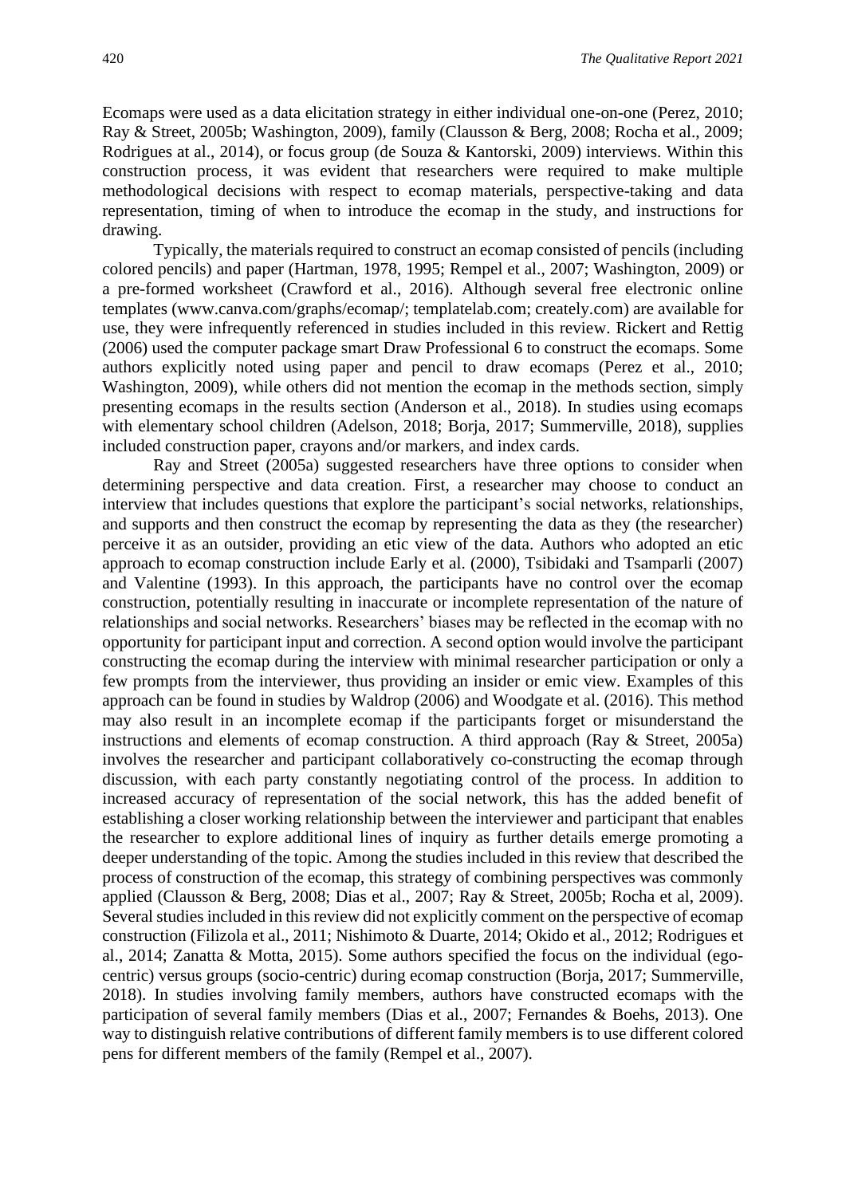Ecomaps were used as a data elicitation strategy in either individual one-on-one (Perez, 2010; Ray & Street, 2005b; Washington, 2009), family (Clausson & Berg, 2008; Rocha et al., 2009; Rodrigues at al., 2014), or focus group (de Souza & Kantorski, 2009) interviews. Within this construction process, it was evident that researchers were required to make multiple methodological decisions with respect to ecomap materials, perspective-taking and data representation, timing of when to introduce the ecomap in the study, and instructions for drawing.

Typically, the materials required to construct an ecomap consisted of pencils (including colored pencils) and paper (Hartman, 1978, 1995; Rempel et al., 2007; Washington, 2009) or a pre-formed worksheet (Crawford et al., 2016). Although several free electronic online templates (www.canva.com/graphs/ecomap/; templatelab.com; creately.com) are available for use, they were infrequently referenced in studies included in this review. Rickert and Rettig (2006) used the computer package smart Draw Professional 6 to construct the ecomaps. Some authors explicitly noted using paper and pencil to draw ecomaps (Perez et al., 2010; Washington, 2009), while others did not mention the ecomap in the methods section, simply presenting ecomaps in the results section (Anderson et al., 2018). In studies using ecomaps with elementary school children (Adelson, 2018; Borja, 2017; Summerville, 2018), supplies included construction paper, crayons and/or markers, and index cards.

Ray and Street (2005a) suggested researchers have three options to consider when determining perspective and data creation. First, a researcher may choose to conduct an interview that includes questions that explore the participant's social networks, relationships, and supports and then construct the ecomap by representing the data as they (the researcher) perceive it as an outsider, providing an etic view of the data. Authors who adopted an etic approach to ecomap construction include Early et al. (2000), Tsibidaki and Tsamparli (2007) and Valentine (1993). In this approach, the participants have no control over the ecomap construction, potentially resulting in inaccurate or incomplete representation of the nature of relationships and social networks. Researchers' biases may be reflected in the ecomap with no opportunity for participant input and correction. A second option would involve the participant constructing the ecomap during the interview with minimal researcher participation or only a few prompts from the interviewer, thus providing an insider or emic view. Examples of this approach can be found in studies by Waldrop (2006) and Woodgate et al. (2016). This method may also result in an incomplete ecomap if the participants forget or misunderstand the instructions and elements of ecomap construction. A third approach (Ray & Street, 2005a) involves the researcher and participant collaboratively co-constructing the ecomap through discussion, with each party constantly negotiating control of the process. In addition to increased accuracy of representation of the social network, this has the added benefit of establishing a closer working relationship between the interviewer and participant that enables the researcher to explore additional lines of inquiry as further details emerge promoting a deeper understanding of the topic. Among the studies included in this review that described the process of construction of the ecomap, this strategy of combining perspectives was commonly applied (Clausson & Berg, 2008; Dias et al., 2007; Ray & Street, 2005b; Rocha et al., 2009). Several studies included in this review did not explicitly comment on the perspective of ecomap construction (Filizola et al., 2011; Nishimoto & Duarte, 2014; Okido et al., 2012; Rodrigues et al., 2014; Zanatta & Motta, 2015). Some authors specified the focus on the individual (ego-centric) versus groups (socio-centric) during ecomap construction (Borja, 2017; Summerville, 2018). In studies involving family members, authors have constructed ecomaps with the participation of several family members (Dias et al., 2007; Fernandes & Boehs, 2013). One way to distinguish relative contributions of different family members is to use different colored pens for different members of the family (Rempel et al., 2007).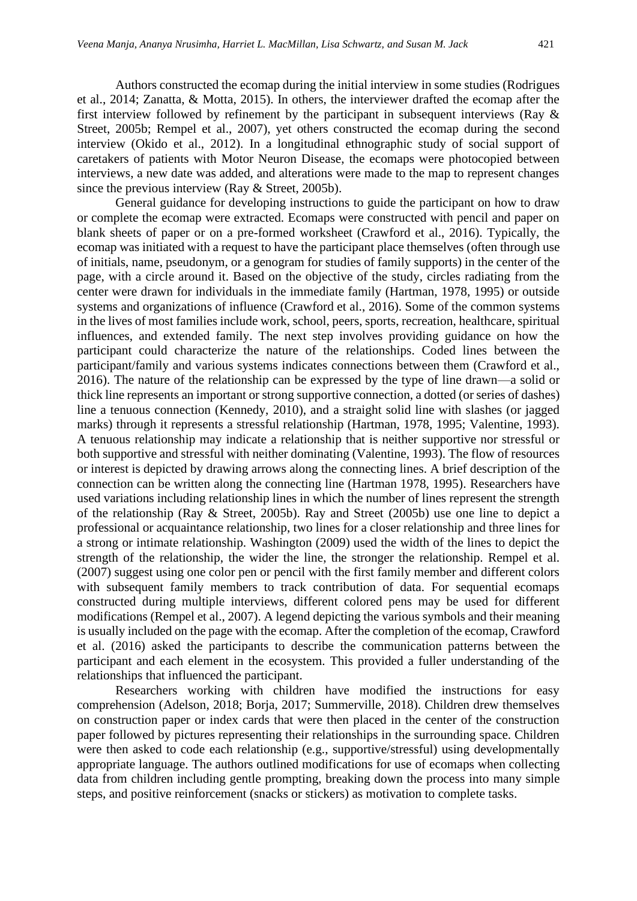Authors constructed the ecomap during the initial interview in some studies (Rodrigues et al., 2014; Zanatta, & Motta, 2015). In others, the interviewer drafted the ecomap after the first interview followed by refinement by the participant in subsequent interviews (Ray & Street, 2005b; Rempel et al., 2007), yet others constructed the ecomap during the second interview (Okido et al., 2012). In a longitudinal ethnographic study of social support of caretakers of patients with Motor Neuron Disease, the ecomaps were photocopied between interviews, a new date was added, and alterations were made to the map to represent changes since the previous interview (Ray & Street, 2005b).

General guidance for developing instructions to guide the participant on how to draw or complete the ecomap were extracted. Ecomaps were constructed with pencil and paper on blank sheets of paper or on a pre-formed worksheet (Crawford et al., 2016). Typically, the ecomap was initiated with a request to have the participant place themselves (often through use of initials, name, pseudonym, or a genogram for studies of family supports) in the center of the page, with a circle around it. Based on the objective of the study, circles radiating from the center were drawn for individuals in the immediate family (Hartman, 1978, 1995) or outside systems and organizations of influence (Crawford et al., 2016). Some of the common systems in the lives of most families include work, school, peers, sports, recreation, healthcare, spiritual influences, and extended family. The next step involves providing guidance on how the participant could characterize the nature of the relationships. Coded lines between the participant/family and various systems indicates connections between them (Crawford et al., 2016). The nature of the relationship can be expressed by the type of line drawn—a solid or thick line represents an important or strong supportive connection, a dotted (or series of dashes) line a tenuous connection (Kennedy, 2010), and a straight solid line with slashes (or jagged marks) through it represents a stressful relationship (Hartman, 1978, 1995; Valentine, 1993). A tenuous relationship may indicate a relationship that is neither supportive nor stressful or both supportive and stressful with neither dominating (Valentine, 1993). The flow of resources or interest is depicted by drawing arrows along the connecting lines. A brief description of the connection can be written along the connecting line (Hartman 1978, 1995). Researchers have used variations including relationship lines in which the number of lines represent the strength of the relationship (Ray & Street, 2005b). Ray and Street (2005b) use one line to depict a professional or acquaintance relationship, two lines for a closer relationship and three lines for a strong or intimate relationship. Washington (2009) used the width of the lines to depict the strength of the relationship, the wider the line, the stronger the relationship. Rempel et al. (2007) suggest using one color pen or pencil with the first family member and different colors with subsequent family members to track contribution of data. For sequential ecomaps constructed during multiple interviews, different colored pens may be used for different modifications (Rempel et al., 2007). A legend depicting the various symbols and their meaning is usually included on the page with the ecomap. After the completion of the ecomap, Crawford et al. (2016) asked the participants to describe the communication patterns between the participant and each element in the ecosystem. This provided a fuller understanding of the relationships that influenced the participant.

Researchers working with children have modified the instructions for easy comprehension (Adelson, 2018; Borja, 2017; Summerville, 2018). Children drew themselves on construction paper or index cards that were then placed in the center of the construction paper followed by pictures representing their relationships in the surrounding space. Children were then asked to code each relationship (e.g., supportive/stressful) using developmentally appropriate language. The authors outlined modifications for use of ecomaps when collecting data from children including gentle prompting, breaking down the process into many simple steps, and positive reinforcement (snacks or stickers) as motivation to complete tasks.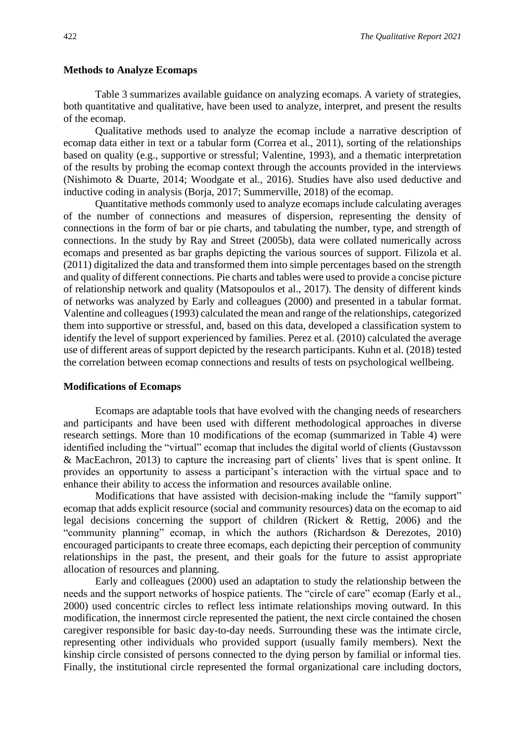### Methods to Analyze Ecomaps

Table 3 summarizes available guidance on analyzing ecomaps. A variety of strategies, both quantitative and qualitative, have been used to analyze, interpret, and present the results of the ecomap.

Qualitative methods used to analyze the ecomap include a narrative description of ecomap data either in text or a tabular form (Correa et al., 2011), sorting of the relationships based on quality (e.g., supportive or stressful; Valentine, 1993), and a thematic interpretation of the results by probing the ecomap context through the accounts provided in the interviews (Nishimoto & Duarte, 2014; Woodgate et al., 2016). Studies have also used deductive and inductive coding in analysis (Borja, 2017; Summerville, 2018) of the ecomap.

Quantitative methods commonly used to analyze ecomaps include calculating averages of the number of connections and measures of dispersion, representing the density of connections in the form of bar or pie charts, and tabulating the number, type, and strength of connections. In the study by Ray and Street (2005b), data were collated numerically across ecomaps and presented as bar graphs depicting the various sources of support. Filizola et al. (2011) digitalized the data and transformed them into simple percentages based on the strength and quality of different connections. Pie charts and tables were used to provide a concise picture of relationship network and quality (Matsopoulos et al., 2017). The density of different kinds of networks was analyzed by Early and colleagues (2000) and presented in a tabular format. Valentine and colleagues (1993) calculated the mean and range of the relationships, categorized them into supportive or stressful, and, based on this data, developed a classification system to identify the level of support experienced by families. Perez et al. (2010) calculated the average use of different areas of support depicted by the research participants. Kuhn et al. (2018) tested the correlation between ecomap connections and results of tests on psychological wellbeing.

### Modifications of Ecomaps

Ecomaps are adaptable tools that have evolved with the changing needs of researchers and participants and have been used with different methodological approaches in diverse research settings. More than 10 modifications of the ecomap (summarized in Table 4) were identified including the "virtual" ecomap that includes the digital world of clients (Gustavsson & MacEachron, 2013) to capture the increasing part of clients' lives that is spent online. It provides an opportunity to assess a participant's interaction with the virtual space and to enhance their ability to access the information and resources available online.

Modifications that have assisted with decision-making include the "family support" ecomap that adds explicit resource (social and community resources) data on the ecomap to aid legal decisions concerning the support of children (Rickert & Rettig, 2006) and the "community planning" ecomap, in which the authors (Richardson & Derezotes, 2010) encouraged participants to create three ecomaps, each depicting their perception of community relationships in the past, the present, and their goals for the future to assist appropriate allocation of resources and planning.

Early and colleagues (2000) used an adaptation to study the relationship between the needs and the support networks of hospice patients. The "circle of care" ecomap (Early et al., 2000) used concentric circles to reflect less intimate relationships moving outward. In this modification, the innermost circle represented the patient, the next circle contained the chosen caregiver responsible for basic day-to-day needs. Surrounding these was the intimate circle, representing other individuals who provided support (usually family members). Next the kinship circle consisted of persons connected to the dying person by familial or informal ties. Finally, the institutional circle represented the formal organizational care including doctors,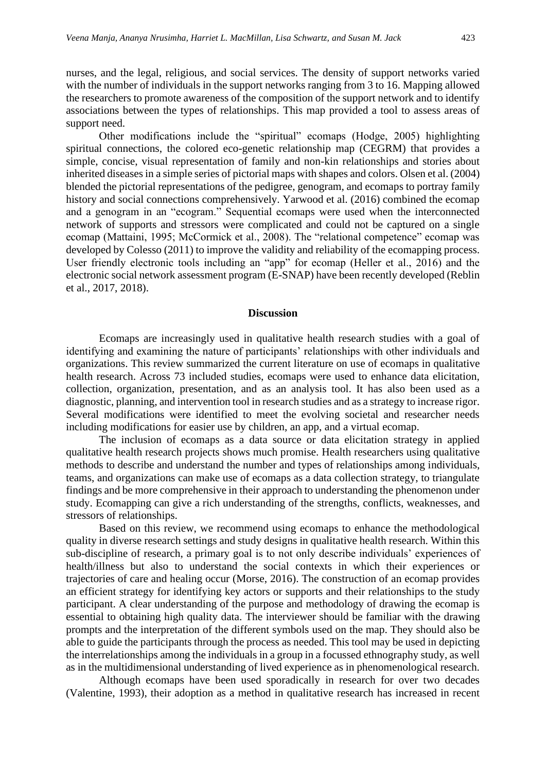nurses, and the legal, religious, and social services. The density of support networks varied with the number of individuals in the support networks ranging from 3 to 16. Mapping allowed the researchers to promote awareness of the composition of the support network and to identify associations between the types of relationships. This map provided a tool to assess areas of support need.

Other modifications include the "spiritual" ecomaps (Hodge, 2005) highlighting spiritual connections, the colored eco-genetic relationship map (CEGRM) that provides a simple, concise, visual representation of family and non-kin relationships and stories about inherited diseases in a simple series of pictorial maps with shapes and colors. Olsen et al. (2004) blended the pictorial representations of the pedigree, genogram, and ecomaps to portray family history and social connections comprehensively. Yarwood et al. (2016) combined the ecomap and a genogram in an "ecogram." Sequential ecomaps were used when the interconnected network of supports and stressors were complicated and could not be captured on a single ecomap (Mattaini, 1995; McCormick et al., 2008). The "relational competence" ecomap was developed by Colesso (2011) to improve the validity and reliability of the ecomapping process. User friendly electronic tools including an "app" for ecomap (Heller et al., 2016) and the electronic social network assessment program (E-SNAP) have been recently developed (Reblin et al., 2017, 2018).

## Discussion

Ecomaps are increasingly used in qualitative health research studies with a goal of identifying and examining the nature of participants' relationships with other individuals and organizations. This review summarized the current literature on use of ecomaps in qualitative health research. Across 73 included studies, ecomaps were used to enhance data elicitation, collection, organization, presentation, and as an analysis tool. It has also been used as a diagnostic, planning, and intervention tool in research studies and as a strategy to increase rigor. Several modifications were identified to meet the evolving societal and researcher needs including modifications for easier use by children, an app, and a virtual ecomap.

The inclusion of ecomaps as a data source or data elicitation strategy in applied qualitative health research projects shows much promise. Health researchers using qualitative methods to describe and understand the number and types of relationships among individuals, teams, and organizations can make use of ecomaps as a data collection strategy, to triangulate findings and be more comprehensive in their approach to understanding the phenomenon under study. Ecomapping can give a rich understanding of the strengths, conflicts, weaknesses, and stressors of relationships.

Based on this review, we recommend using ecomaps to enhance the methodological quality in diverse research settings and study designs in qualitative health research. Within this sub-discipline of research, a primary goal is to not only describe individuals' experiences of health/illness but also to understand the social contexts in which their experiences or trajectories of care and healing occur (Morse, 2016). The construction of an ecomap provides an efficient strategy for identifying key actors or supports and their relationships to the study participant. A clear understanding of the purpose and methodology of drawing the ecomap is essential to obtaining high quality data. The interviewer should be familiar with the drawing prompts and the interpretation of the different symbols used on the map. They should also be able to guide the participants through the process as needed. This tool may be used in depicting the interrelationships among the individuals in a group in a focussed ethnography study, as well as in the multidimensional understanding of lived experience as in phenomenological research.

Although ecomaps have been used sporadically in research for over two decades (Valentine, 1993), their adoption as a method in qualitative research has increased in recent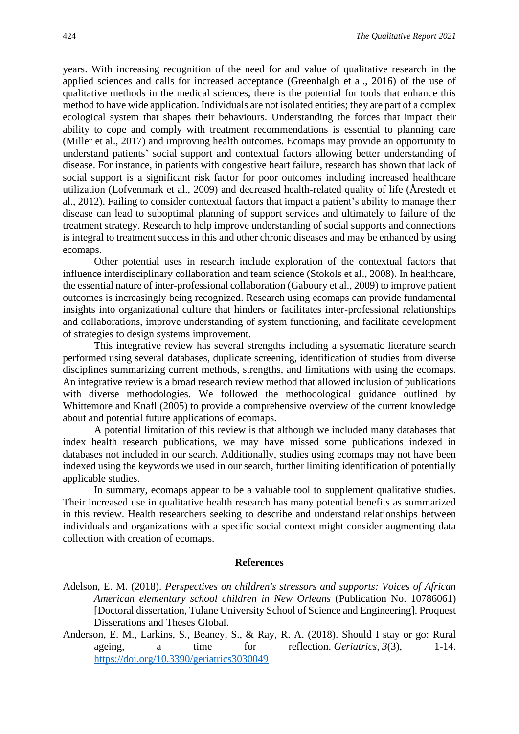years. With increasing recognition of the need for and value of qualitative research in the applied sciences and calls for increased acceptance (Greenhalgh et al., 2016) of the use of qualitative methods in the medical sciences, there is the potential for tools that enhance this method to have wide application. Individuals are not isolated entities; they are part of a complex ecological system that shapes their behaviours. Understanding the forces that impact their ability to cope and comply with treatment recommendations is essential to planning care (Miller et al., 2017) and improving health outcomes. Ecomaps may provide an opportunity to understand patients' social support and contextual factors allowing better understanding of disease. For instance, in patients with congestive heart failure, research has shown that lack of social support is a significant risk factor for poor outcomes including increased healthcare utilization (Lofvenmark et al., 2009) and decreased health-related quality of life (Årestedt et al., 2012). Failing to consider contextual factors that impact a patient's ability to manage their disease can lead to suboptimal planning of support services and ultimately to failure of the treatment strategy. Research to help improve understanding of social supports and connections is integral to treatment success in this and other chronic diseases and may be enhanced by using ecomaps.

Other potential uses in research include exploration of the contextual factors that influence interdisciplinary collaboration and team science (Stokols et al., 2008). In healthcare, the essential nature of inter-professional collaboration (Gaboury et al., 2009) to improve patient outcomes is increasingly being recognized. Research using ecomaps can provide fundamental insights into organizational culture that hinders or facilitates inter-professional relationships and collaborations, improve understanding of system functioning, and facilitate development of strategies to design systems improvement.

This integrative review has several strengths including a systematic literature search performed using several databases, duplicate screening, identification of studies from diverse disciplines summarizing current methods, strengths, and limitations with using the ecomaps. An integrative review is a broad research review method that allowed inclusion of publications with diverse methodologies. We followed the methodological guidance outlined by Whittemore and Knafl (2005) to provide a comprehensive overview of the current knowledge about and potential future applications of ecomaps.

A potential limitation of this review is that although we included many databases that index health research publications, we may have missed some publications indexed in databases not included in our search. Additionally, studies using ecomaps may not have been indexed using the keywords we used in our search, further limiting identification of potentially applicable studies.

In summary, ecomaps appear to be a valuable tool to supplement qualitative studies. Their increased use in qualitative health research has many potential benefits as summarized in this review. Health researchers seeking to describe and understand relationships between individuals and organizations with a specific social context might consider augmenting data collection with creation of ecomaps.

## References

Adelson, E. M. (2018). *Perspectives on children's stressors and supports: Voices of African American elementary school children in New Orleans* (Publication No. 10786061) [Doctoral dissertation, Tulane University School of Science and Engineering]. Proquest Disserations and Theses Global.

Anderson, E. M., Larkins, S., Beaney, S., & Ray, R. A. (2018). Should I stay or go: Rural ageing, a time for reflection. *Geriatrics*, *3*(3), 1-14. https://doi.org/10.3390/geriatrics3030049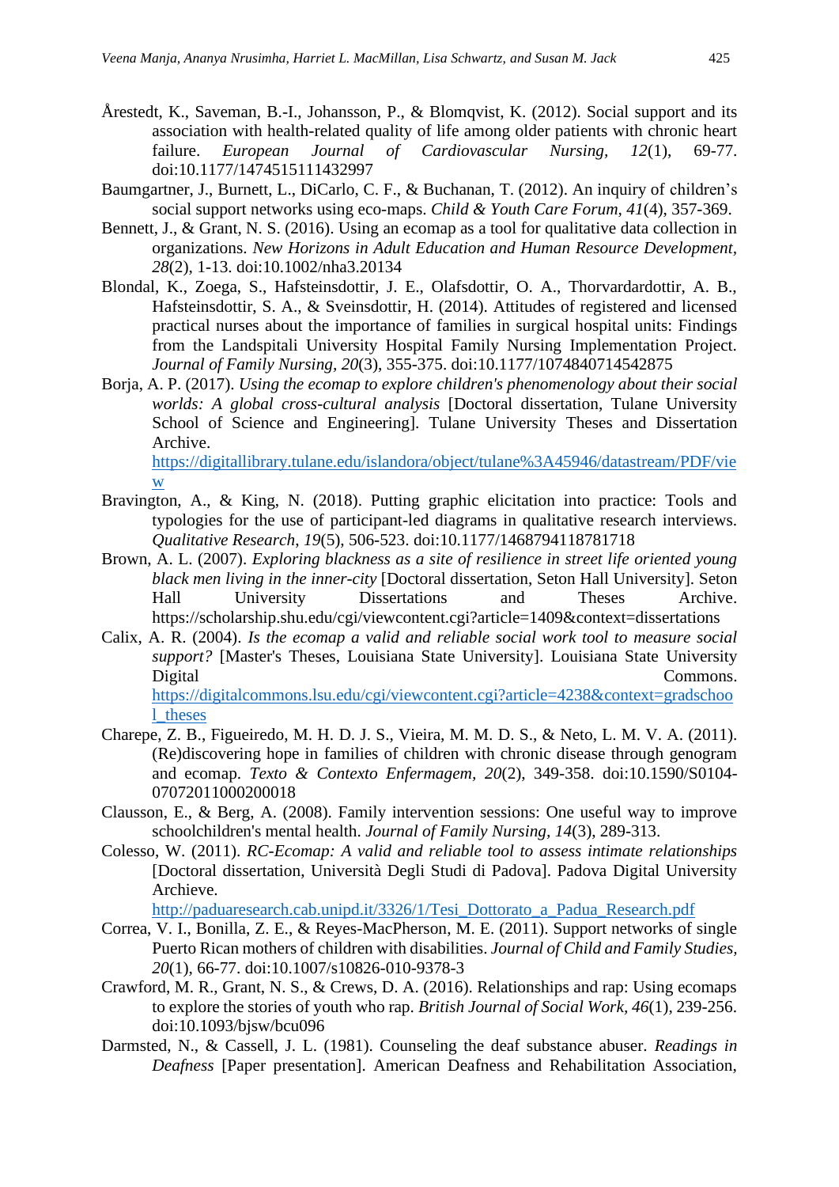Årestedt, K., Saveman, B.-I., Johansson, P., & Blomqvist, K. (2012). Social support and its association with health-related quality of life among older patients with chronic heart failure. *European Journal of Cardiovascular Nursing, 12*(1), 69-77. doi:10.1177/1474515111432997

Baumgartner, J., Burnett, L., DiCarlo, C. F., & Buchanan, T. (2012). An inquiry of children's social support networks using eco-maps. *Child & Youth Care Forum, 41*(4), 357-369.

Bennett, J., & Grant, N. S. (2016). Using an ecomap as a tool for qualitative data collection in organizations. *New Horizons in Adult Education and Human Resource Development, 28*(2), 1-13. doi:10.1002/nha3.20134

Blondal, K., Zoega, S., Hafsteinsdottir, J. E., Olafsdottir, O. A., Thorvardardottir, A. B., Hafsteinsdottir, S. A., & Sveinsdottir, H. (2014). Attitudes of registered and licensed practical nurses about the importance of families in surgical hospital units: Findings from the Landspitali University Hospital Family Nursing Implementation Project. *Journal of Family Nursing, 20*(3), 355-375. doi:10.1177/1074840714542875

Borja, A. P. (2017). *Using the ecomap to explore children's phenomenology about their social worlds: A global cross-cultural analysis* [Doctoral dissertation, Tulane University School of Science and Engineering]. Tulane University Theses and Dissertation Archive. https://digitallibrary.tulane.edu/islandora/object/tulane%3A45946/datastream/PDF/view

Bravington, A., & King, N. (2018). Putting graphic elicitation into practice: Tools and typologies for the use of participant-led diagrams in qualitative research interviews. *Qualitative Research, 19*(5), 506-523. doi:10.1177/1468794118781718

Brown, A. L. (2007). *Exploring blackness as a site of resilience in street life oriented young black men living in the inner-city* [Doctoral dissertation, Seton Hall University]. Seton Hall University Dissertations and Theses Archive. https://scholarship.shu.edu/cgi/viewcontent.cgi?article=1409&context=dissertations

Calix, A. R. (2004). *Is the ecomap a valid and reliable social work tool to measure social support?* [Master's Theses, Louisiana State University]. Louisiana State University Digital Commons. https://digitalcommons.lsu.edu/cgi/viewcontent.cgi?article=4238&context=gradschool_theses

Charepe, Z. B., Figueiredo, M. H. D. J. S., Vieira, M. M. D. S., & Neto, L. M. V. A. (2011). (Re)discovering hope in families of children with chronic disease through genogram and ecomap. *Texto & Contexto Enfermagem, 20*(2), 349-358. doi:10.1590/S0104-07072011000200018

Clausson, E., & Berg, A. (2008). Family intervention sessions: One useful way to improve schoolchildren's mental health. *Journal of Family Nursing, 14*(3), 289-313.

Colesso, W. (2011). *RC-Ecomap: A valid and reliable tool to assess intimate relationships* [Doctoral dissertation, Università Degli Studi di Padova]. Padova Digital University Archieve. http://paduaresearch.cab.unipd.it/3326/1/Tesi_Dottorato_a_Padua_Research.pdf

Correa, V. I., Bonilla, Z. E., & Reyes-MacPherson, M. E. (2011). Support networks of single Puerto Rican mothers of children with disabilities. *Journal of Child and Family Studies, 20*(1), 66-77. doi:10.1007/s10826-010-9378-3

Crawford, M. R., Grant, N. S., & Crews, D. A. (2016). Relationships and rap: Using ecomaps to explore the stories of youth who rap. *British Journal of Social Work, 46*(1), 239-256. doi:10.1093/bjsw/bcu096

Darmsted, N., & Cassell, J. L. (1981). Counseling the deaf substance abuser. *Readings in Deafness* [Paper presentation]. American Deafness and Rehabilitation Association,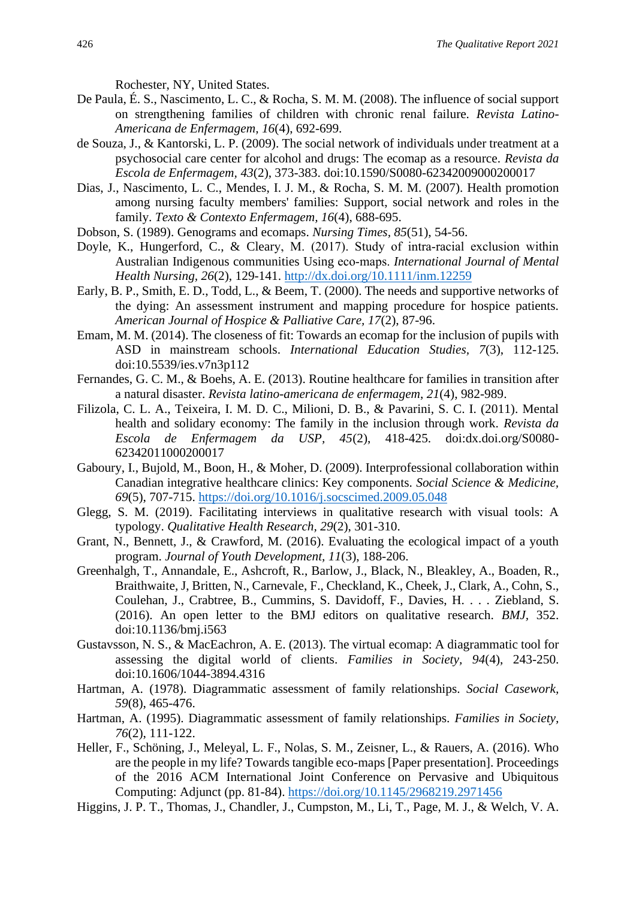Rochester, NY, United States.

De Paula, É. S., Nascimento, L. C., & Rocha, S. M. M. (2008). The influence of social support on strengthening families of children with chronic renal failure. *Revista Latino-Americana de Enfermagem, 16*(4), 692-699.

de Souza, J., & Kantorski, L. P. (2009). The social network of individuals under treatment at a psychosocial care center for alcohol and drugs: The ecomap as a resource. *Revista da Escola de Enfermagem, 43*(2), 373-383. doi:10.1590/S0080-62342009000200017

Dias, J., Nascimento, L. C., Mendes, I. J. M., & Rocha, S. M. M. (2007). Health promotion among nursing faculty members' families: Support, social network and roles in the family. *Texto & Contexto Enfermagem, 16*(4), 688-695.

Dobson, S. (1989). Genograms and ecomaps. *Nursing Times, 85*(51), 54-56.

Doyle, K., Hungerford, C., & Cleary, M. (2017). Study of intra-racial exclusion within Australian Indigenous communities Using eco-maps. *International Journal of Mental Health Nursing, 26*(2), 129-141. http://dx.doi.org/10.1111/inm.12259

Early, B. P., Smith, E. D., Todd, L., & Beem, T. (2000). The needs and supportive networks of the dying: An assessment instrument and mapping procedure for hospice patients. *American Journal of Hospice & Palliative Care, 17*(2), 87-96.

Emam, M. M. (2014). The closeness of fit: Towards an ecomap for the inclusion of pupils with ASD in mainstream schools. *International Education Studies, 7*(3), 112-125. doi:10.5539/ies.v7n3p112

Fernandes, G. C. M., & Boehs, A. E. (2013). Routine healthcare for families in transition after a natural disaster. *Revista latino-americana de enfermagem, 21*(4), 982-989.

Filizola, C. L. A., Teixeira, I. M. D. C., Milioni, D. B., & Pavarini, S. C. I. (2011). Mental health and solidary economy: The family in the inclusion through work. *Revista da Escola de Enfermagem da USP, 45*(2), 418-425. doi:dx.doi.org/S0080-62342011000200017

Gaboury, I., Bujold, M., Boon, H., & Moher, D. (2009). Interprofessional collaboration within Canadian integrative healthcare clinics: Key components. *Social Science & Medicine, 69*(5), 707-715. https://doi.org/10.1016/j.socscimed.2009.05.048

Glegg, S. M. (2019). Facilitating interviews in qualitative research with visual tools: A typology. *Qualitative Health Research, 29*(2), 301-310.

Grant, N., Bennett, J., & Crawford, M. (2016). Evaluating the ecological impact of a youth program. *Journal of Youth Development, 11*(3), 188-206.

Greenhalgh, T., Annandale, E., Ashcroft, R., Barlow, J., Black, N., Bleakley, A., Boaden, R., Braithwaite, J, Britten, N., Carnevale, F., Checkland, K., Cheek, J., Clark, A., Cohn, S., Coulehan, J., Crabtree, B., Cummins, S. Davidoff, F., Davies, H. . . . Ziebland, S. (2016). An open letter to the BMJ editors on qualitative research. *BMJ*, 352. doi:10.1136/bmj.i563

Gustavsson, N. S., & MacEachron, A. E. (2013). The virtual ecomap: A diagrammatic tool for assessing the digital world of clients. *Families in Society, 94*(4), 243-250. doi:10.1606/1044-3894.4316

Hartman, A. (1978). Diagrammatic assessment of family relationships. *Social Casework, 59*(8), 465-476.

Hartman, A. (1995). Diagrammatic assessment of family relationships. *Families in Society, 76*(2), 111-122.

Heller, F., Schöning, J., Meleyal, L. F., Nolas, S. M., Zeisner, L., & Rauers, A. (2016). Who are the people in my life? Towards tangible eco-maps [Paper presentation]. Proceedings of the 2016 ACM International Joint Conference on Pervasive and Ubiquitous Computing: Adjunct (pp. 81-84). https://doi.org/10.1145/2968219.2971456

Higgins, J. P. T., Thomas, J., Chandler, J., Cumpston, M., Li, T., Page, M. J., & Welch, V. A.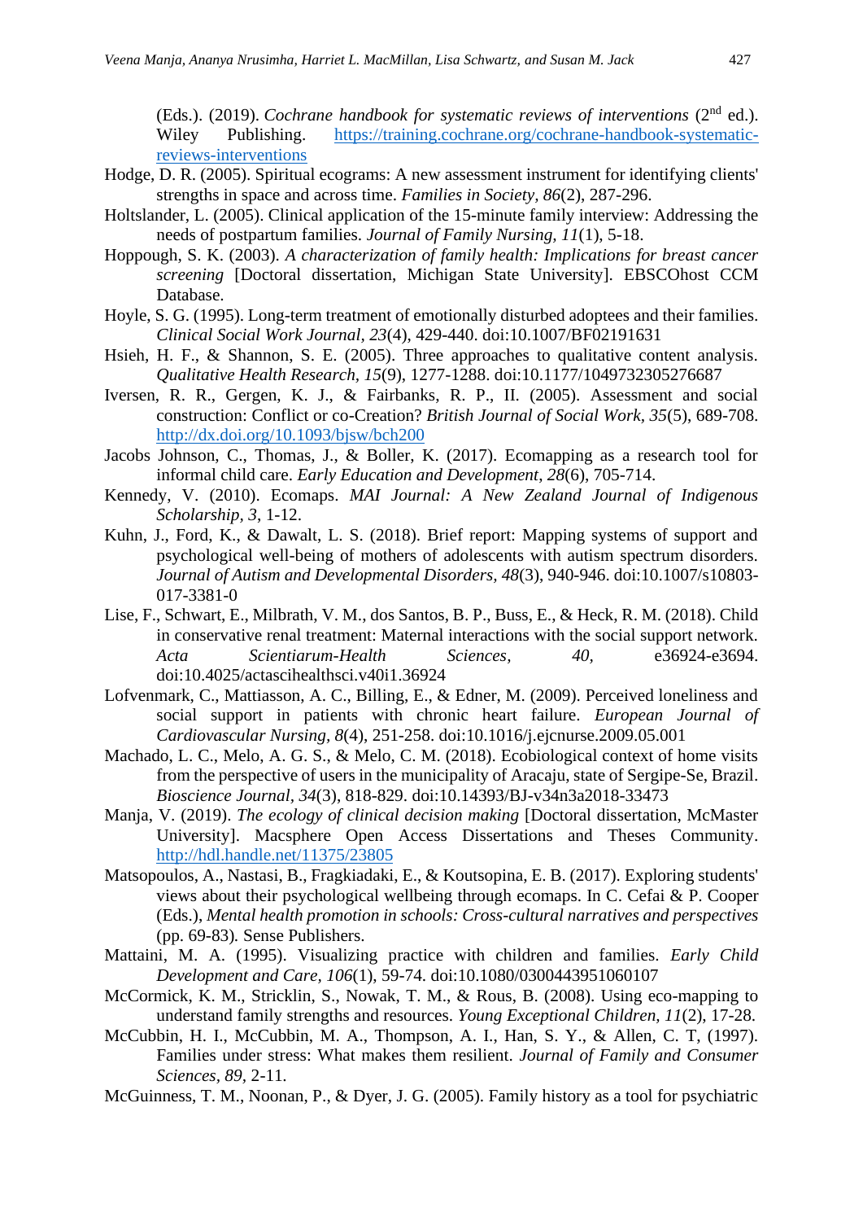(Eds.). (2019). *Cochrane handbook for systematic reviews of interventions* (2nd ed.). Wiley Publishing. https://training.cochrane.org/cochrane-handbook-systematic-reviews-interventions

Hodge, D. R. (2005). Spiritual ecograms: A new assessment instrument for identifying clients' strengths in space and across time. *Families in Society, 86*(2), 287-296.

Holtslander, L. (2005). Clinical application of the 15-minute family interview: Addressing the needs of postpartum families. *Journal of Family Nursing, 11*(1), 5-18.

Hoppough, S. K. (2003). *A characterization of family health: Implications for breast cancer screening* [Doctoral dissertation, Michigan State University]. EBSCOhost CCM Database.

Hoyle, S. G. (1995). Long-term treatment of emotionally disturbed adoptees and their families. *Clinical Social Work Journal, 23*(4), 429-440. doi:10.1007/BF02191631

Hsieh, H. F., & Shannon, S. E. (2005). Three approaches to qualitative content analysis. *Qualitative Health Research, 15*(9), 1277-1288. doi:10.1177/1049732305276687

Iversen, R. R., Gergen, K. J., & Fairbanks, R. P., II. (2005). Assessment and social construction: Conflict or co-Creation? *British Journal of Social Work, 35*(5), 689-708. http://dx.doi.org/10.1093/bjsw/bch200

Jacobs Johnson, C., Thomas, J., & Boller, K. (2017). Ecomapping as a research tool for informal child care. *Early Education and Development, 28*(6), 705-714.

Kennedy, V. (2010). Ecomaps. *MAI Journal: A New Zealand Journal of Indigenous Scholarship, 3*, 1-12.

Kuhn, J., Ford, K., & Dawalt, L. S. (2018). Brief report: Mapping systems of support and psychological well-being of mothers of adolescents with autism spectrum disorders. *Journal of Autism and Developmental Disorders, 48*(3), 940-946. doi:10.1007/s10803-017-3381-0

Lise, F., Schwart, E., Milbrath, V. M., dos Santos, B. P., Buss, E., & Heck, R. M. (2018). Child in conservative renal treatment: Maternal interactions with the social support network. *Acta Scientiarum-Health Sciences, 40*, e36924-e3694. doi:10.4025/actascihealthsci.v40i1.36924

Lofvenmark, C., Mattiasson, A. C., Billing, E., & Edner, M. (2009). Perceived loneliness and social support in patients with chronic heart failure. *European Journal of Cardiovascular Nursing, 8*(4), 251-258. doi:10.1016/j.ejcnurse.2009.05.001

Machado, L. C., Melo, A. G. S., & Melo, C. M. (2018). Ecobiological context of home visits from the perspective of users in the municipality of Aracaju, state of Sergipe-Se, Brazil. *Bioscience Journal, 34*(3), 818-829. doi:10.14393/BJ-v34n3a2018-33473

Manja, V. (2019). *The ecology of clinical decision making* [Doctoral dissertation, McMaster University]. Macsphere Open Access Dissertations and Theses Community. http://hdl.handle.net/11375/23805

Matsopoulos, A., Nastasi, B., Fragkiadaki, E., & Koutsopina, E. B. (2017). Exploring students' views about their psychological wellbeing through ecomaps. In C. Cefai & P. Cooper (Eds.), *Mental health promotion in schools: Cross-cultural narratives and perspectives* (pp. 69-83). Sense Publishers.

Mattaini, M. A. (1995). Visualizing practice with children and families. *Early Child Development and Care, 106*(1), 59-74. doi:10.1080/0300443951060107

McCormick, K. M., Stricklin, S., Nowak, T. M., & Rous, B. (2008). Using eco-mapping to understand family strengths and resources. *Young Exceptional Children, 11*(2), 17-28.

McCubbin, H. I., McCubbin, M. A., Thompson, A. I., Han, S. Y., & Allen, C. T, (1997). Families under stress: What makes them resilient. *Journal of Family and Consumer Sciences, 89*, 2-11.

McGuinness, T. M., Noonan, P., & Dyer, J. G. (2005). Family history as a tool for psychiatric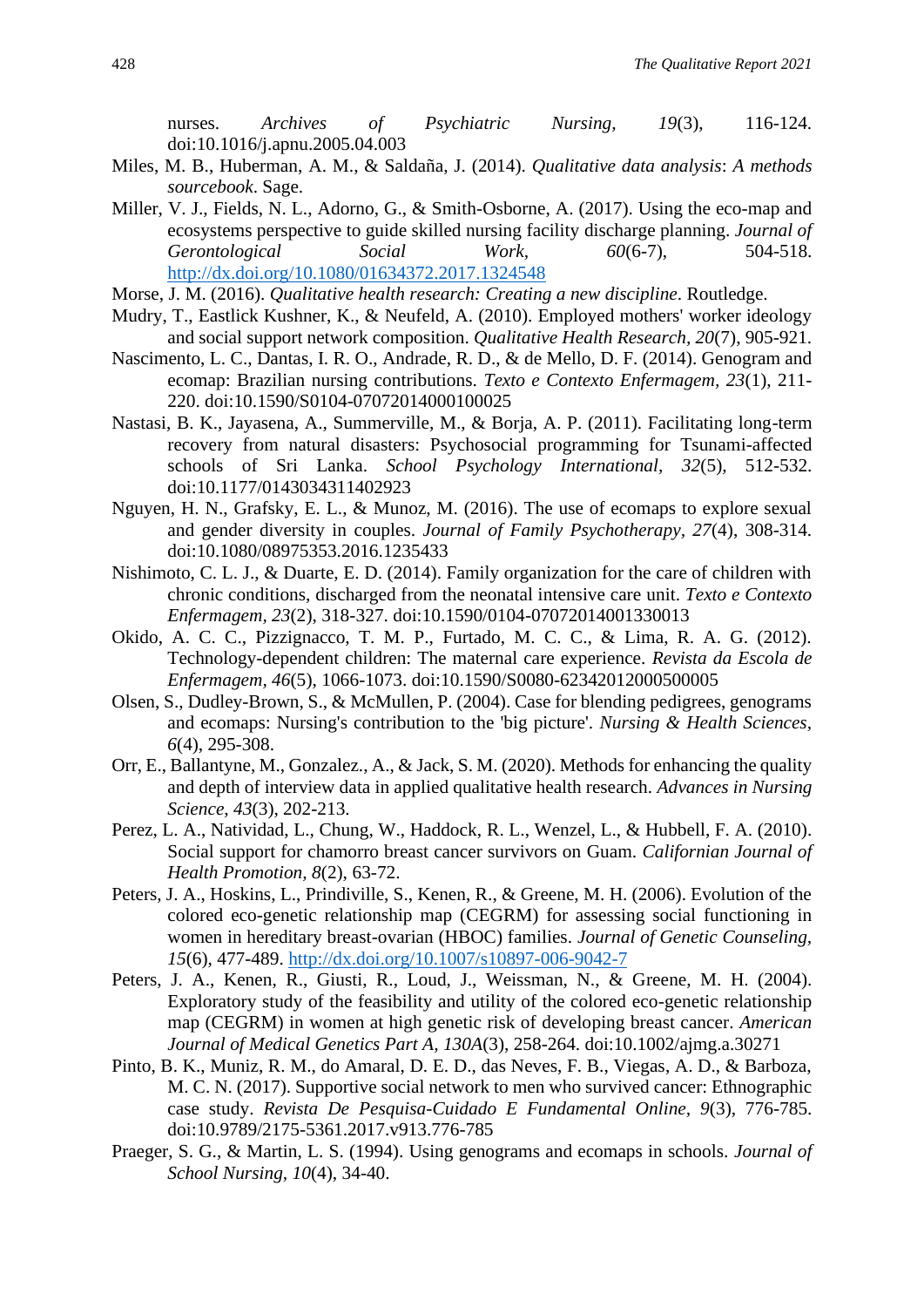nurses. *Archives of Psychiatric Nursing, 19*(3), 116-124. doi:10.1016/j.apnu.2005.04.003

Miles, M. B., Huberman, A. M., & Saldaña, J. (2014). *Qualitative data analysis*: *A methods sourcebook*. Sage.

Miller, V. J., Fields, N. L., Adorno, G., & Smith-Osborne, A. (2017). Using the eco-map and ecosystems perspective to guide skilled nursing facility discharge planning. *Journal of Gerontological Social Work, 60*(6-7), 504-518. http://dx.doi.org/10.1080/01634372.2017.1324548

Morse, J. M. (2016). *Qualitative health research: Creating a new discipline*. Routledge.

Mudry, T., Eastlick Kushner, K., & Neufeld, A. (2010). Employed mothers' worker ideology and social support network composition. *Qualitative Health Research, 20*(7), 905-921.

Nascimento, L. C., Dantas, I. R. O., Andrade, R. D., & de Mello, D. F. (2014). Genogram and ecomap: Brazilian nursing contributions. *Texto e Contexto Enfermagem, 23*(1), 211-220. doi:10.1590/S0104-07072014000100025

Nastasi, B. K., Jayasena, A., Summerville, M., & Borja, A. P. (2011). Facilitating long-term recovery from natural disasters: Psychosocial programming for Tsunami-affected schools of Sri Lanka. *School Psychology International, 32*(5), 512-532. doi:10.1177/0143034311402923

Nguyen, H. N., Grafsky, E. L., & Munoz, M. (2016). The use of ecomaps to explore sexual and gender diversity in couples. *Journal of Family Psychotherapy, 27*(4), 308-314. doi:10.1080/08975353.2016.1235433

Nishimoto, C. L. J., & Duarte, E. D. (2014). Family organization for the care of children with chronic conditions, discharged from the neonatal intensive care unit. *Texto e Contexto Enfermagem, 23*(2), 318-327. doi:10.1590/0104-07072014001330013

Okido, A. C. C., Pizzignacco, T. M. P., Furtado, M. C. C., & Lima, R. A. G. (2012). Technology-dependent children: The maternal care experience. *Revista da Escola de Enfermagem, 46*(5), 1066-1073. doi:10.1590/S0080-62342012000500005

Olsen, S., Dudley-Brown, S., & McMullen, P. (2004). Case for blending pedigrees, genograms and ecomaps: Nursing's contribution to the 'big picture'. *Nursing & Health Sciences, 6*(4), 295-308.

Orr, E., Ballantyne, M., Gonzalez., A., & Jack, S. M. (2020). Methods for enhancing the quality and depth of interview data in applied qualitative health research. *Advances in Nursing Science, 43*(3), 202-213.

Perez, L. A., Natividad, L., Chung, W., Haddock, R. L., Wenzel, L., & Hubbell, F. A. (2010). Social support for chamorro breast cancer survivors on Guam. *Californian Journal of Health Promotion, 8*(2), 63-72.

Peters, J. A., Hoskins, L., Prindiville, S., Kenen, R., & Greene, M. H. (2006). Evolution of the colored eco-genetic relationship map (CEGRM) for assessing social functioning in women in hereditary breast-ovarian (HBOC) families. *Journal of Genetic Counseling, 15*(6), 477-489. http://dx.doi.org/10.1007/s10897-006-9042-7

Peters, J. A., Kenen, R., Giusti, R., Loud, J., Weissman, N., & Greene, M. H. (2004). Exploratory study of the feasibility and utility of the colored eco-genetic relationship map (CEGRM) in women at high genetic risk of developing breast cancer. *American Journal of Medical Genetics Part A, 130A*(3), 258-264. doi:10.1002/ajmg.a.30271

Pinto, B. K., Muniz, R. M., do Amaral, D. E. D., das Neves, F. B., Viegas, A. D., & Barboza, M. C. N. (2017). Supportive social network to men who survived cancer: Ethnographic case study. *Revista De Pesquisa-Cuidado E Fundamental Online, 9*(3), 776-785. doi:10.9789/2175-5361.2017.v913.776-785

Praeger, S. G., & Martin, L. S. (1994). Using genograms and ecomaps in schools. *Journal of School Nursing, 10*(4), 34-40.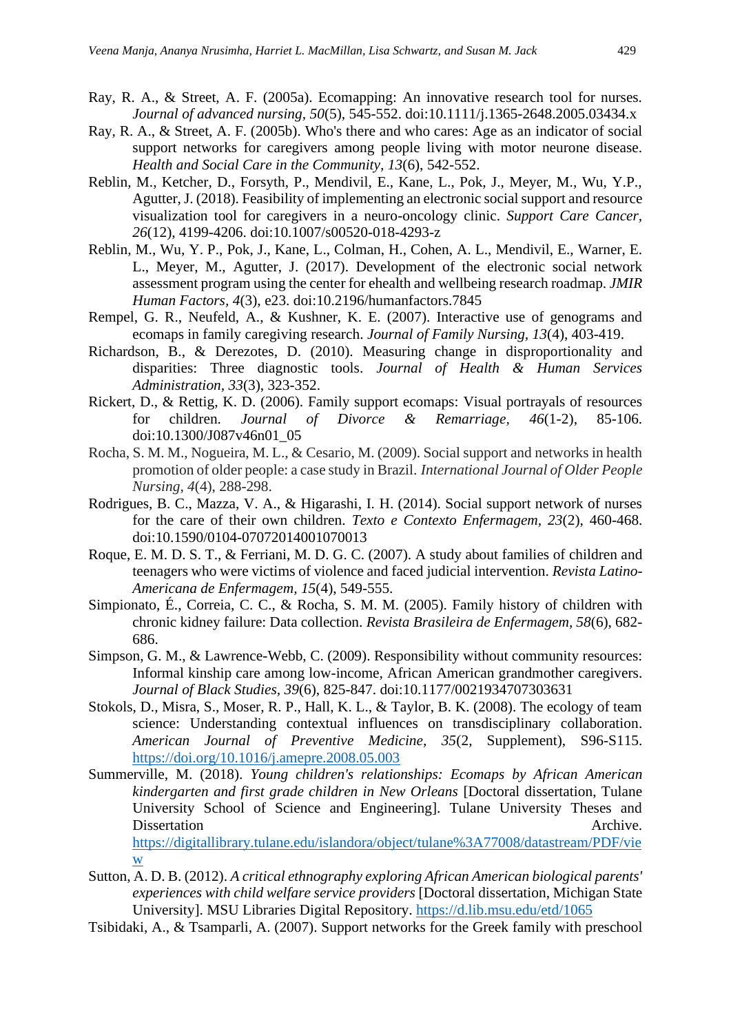Ray, R. A., & Street, A. F. (2005a). Ecomapping: An innovative research tool for nurses. *Journal of advanced nursing*, *50*(5), 545-552. doi:10.1111/j.1365-2648.2005.03434.x

Ray, R. A., & Street, A. F. (2005b). Who's there and who cares: Age as an indicator of social support networks for caregivers among people living with motor neurone disease. *Health and Social Care in the Community, 13*(6), 542-552.

Reblin, M., Ketcher, D., Forsyth, P., Mendivil, E., Kane, L., Pok, J., Meyer, M., Wu, Y.P., Agutter, J. (2018). Feasibility of implementing an electronic social support and resource visualization tool for caregivers in a neuro-oncology clinic. *Support Care Cancer, 26*(12), 4199-4206. doi:10.1007/s00520-018-4293-z

Reblin, M., Wu, Y. P., Pok, J., Kane, L., Colman, H., Cohen, A. L., Mendivil, E., Warner, E. L., Meyer, M., Agutter, J. (2017). Development of the electronic social network assessment program using the center for ehealth and wellbeing research roadmap. *JMIR Human Factors, 4*(3), e23. doi:10.2196/humanfactors.7845

Rempel, G. R., Neufeld, A., & Kushner, K. E. (2007). Interactive use of genograms and ecomaps in family caregiving research. *Journal of Family Nursing, 13*(4), 403-419.

Richardson, B., & Derezotes, D. (2010). Measuring change in disproportionality and disparities: Three diagnostic tools. *Journal of Health & Human Services Administration, 33*(3), 323-352.

Rickert, D., & Rettig, K. D. (2006). Family support ecomaps: Visual portrayals of resources for children. *Journal of Divorce & Remarriage, 46*(1-2), 85-106. doi:10.1300/J087v46n01_05

Rocha, S. M. M., Nogueira, M. L., & Cesario, M. (2009). Social support and networks in health promotion of older people: a case study in Brazil. *International Journal of Older People Nursing, 4*(4), 288-298.

Rodrigues, B. C., Mazza, V. A., & Higarashi, I. H. (2014). Social support network of nurses for the care of their own children. *Texto e Contexto Enfermagem, 23*(2), 460-468. doi:10.1590/0104-07072014001070013

Roque, E. M. D. S. T., & Ferriani, M. D. G. C. (2007). A study about families of children and teenagers who were victims of violence and faced judicial intervention. *Revista Latino-Americana de Enfermagem, 15*(4), 549-555.

Simpionato, É., Correia, C. C., & Rocha, S. M. M. (2005). Family history of children with chronic kidney failure: Data collection. *Revista Brasileira de Enfermagem, 58*(6), 682-686.

Simpson, G. M., & Lawrence-Webb, C. (2009). Responsibility without community resources: Informal kinship care among low-income, African American grandmother caregivers. *Journal of Black Studies, 39*(6), 825-847. doi:10.1177/0021934707303631

Stokols, D., Misra, S., Moser, R. P., Hall, K. L., & Taylor, B. K. (2008). The ecology of team science: Understanding contextual influences on transdisciplinary collaboration. *American Journal of Preventive Medicine, 35*(2, Supplement), S96-S115. https://doi.org/10.1016/j.amepre.2008.05.003

Summerville, M. (2018). *Young children's relationships: Ecomaps by African American kindergarten and first grade children in New Orleans* [Doctoral dissertation, Tulane University School of Science and Engineering]. Tulane University Theses and Dissertation Archive. https://digitallibrary.tulane.edu/islandora/object/tulane%3A77008/datastream/PDF/view

Sutton, A. D. B. (2012). *A critical ethnography exploring African American biological parents' experiences with child welfare service providers* [Doctoral dissertation, Michigan State University]. MSU Libraries Digital Repository. https://d.lib.msu.edu/etd/1065

Tsibidaki, A., & Tsamparli, A. (2007). Support networks for the Greek family with preschool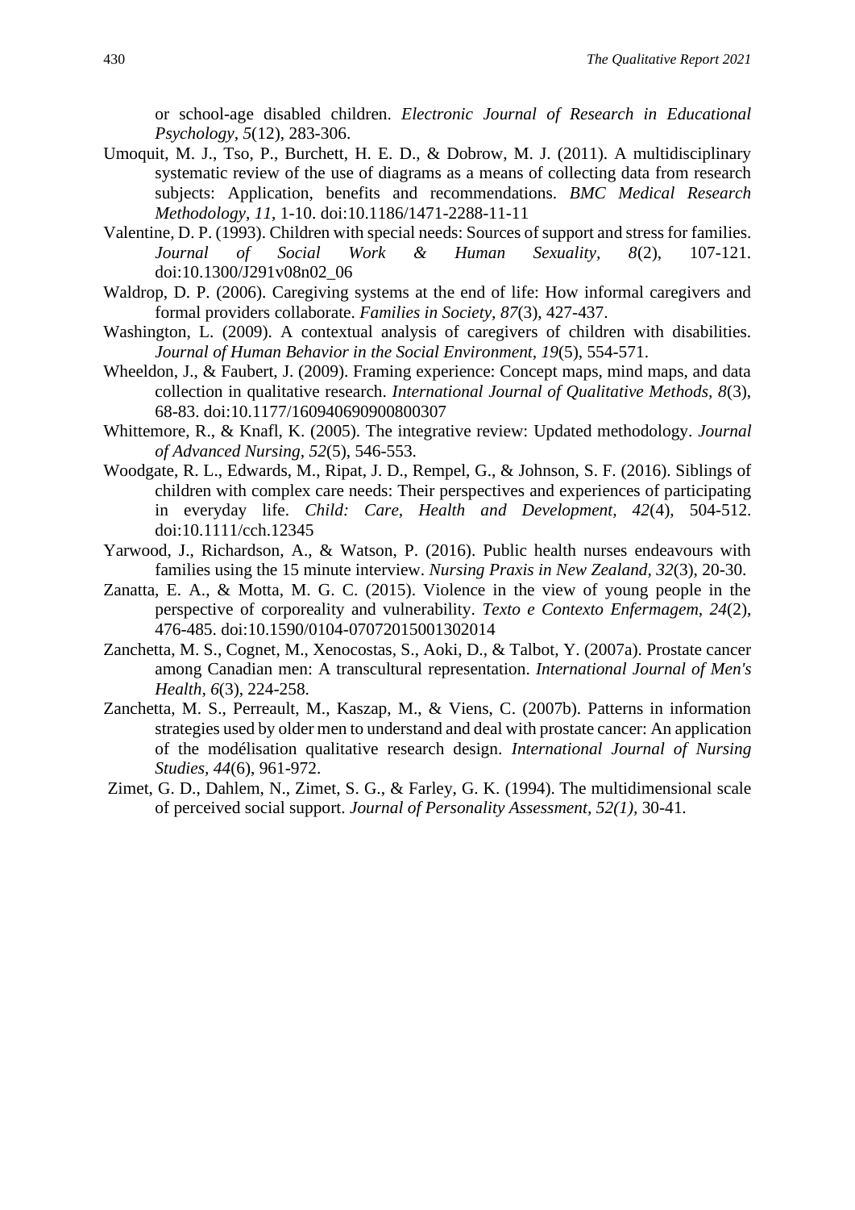or school-age disabled children. *Electronic Journal of Research in Educational Psychology*, *5*(12), 283-306.

Umoquit, M. J., Tso, P., Burchett, H. E. D., & Dobrow, M. J. (2011). A multidisciplinary systematic review of the use of diagrams as a means of collecting data from research subjects: Application, benefits and recommendations. *BMC Medical Research Methodology*, *11*, 1-10. doi:10.1186/1471-2288-11-11

Valentine, D. P. (1993). Children with special needs: Sources of support and stress for families. *Journal of Social Work & Human Sexuality*, *8*(2), 107-121. doi:10.1300/J291v08n02_06

Waldrop, D. P. (2006). Caregiving systems at the end of life: How informal caregivers and formal providers collaborate. *Families in Society*, *87*(3), 427-437.

Washington, L. (2009). A contextual analysis of caregivers of children with disabilities. *Journal of Human Behavior in the Social Environment*, *19*(5), 554-571.

Wheeldon, J., & Faubert, J. (2009). Framing experience: Concept maps, mind maps, and data collection in qualitative research. *International Journal of Qualitative Methods*, *8*(3), 68-83. doi:10.1177/160940690900800307

Whittemore, R., & Knafl, K. (2005). The integrative review: Updated methodology. *Journal of Advanced Nursing*, *52*(5), 546-553.

Woodgate, R. L., Edwards, M., Ripat, J. D., Rempel, G., & Johnson, S. F. (2016). Siblings of children with complex care needs: Their perspectives and experiences of participating in everyday life. *Child: Care, Health and Development*, *42*(4), 504-512. doi:10.1111/cch.12345

Yarwood, J., Richardson, A., & Watson, P. (2016). Public health nurses endeavours with families using the 15 minute interview. *Nursing Praxis in New Zealand*, *32*(3), 20-30.

Zanatta, E. A., & Motta, M. G. C. (2015). Violence in the view of young people in the perspective of corporeality and vulnerability. *Texto e Contexto Enfermagem*, *24*(2), 476-485. doi:10.1590/0104-07072015001302014

Zanchetta, M. S., Cognet, M., Xenocostas, S., Aoki, D., & Talbot, Y. (2007a). Prostate cancer among Canadian men: A transcultural representation. *International Journal of Men's Health*, *6*(3), 224-258.

Zanchetta, M. S., Perreault, M., Kaszap, M., & Viens, C. (2007b). Patterns in information strategies used by older men to understand and deal with prostate cancer: An application of the modélisation qualitative research design. *International Journal of Nursing Studies*, *44*(6), 961-972.

Zimet, G. D., Dahlem, N., Zimet, S. G., & Farley, G. K. (1994). The multidimensional scale of perceived social support. *Journal of Personality Assessment*, *52(1)*, 30-41.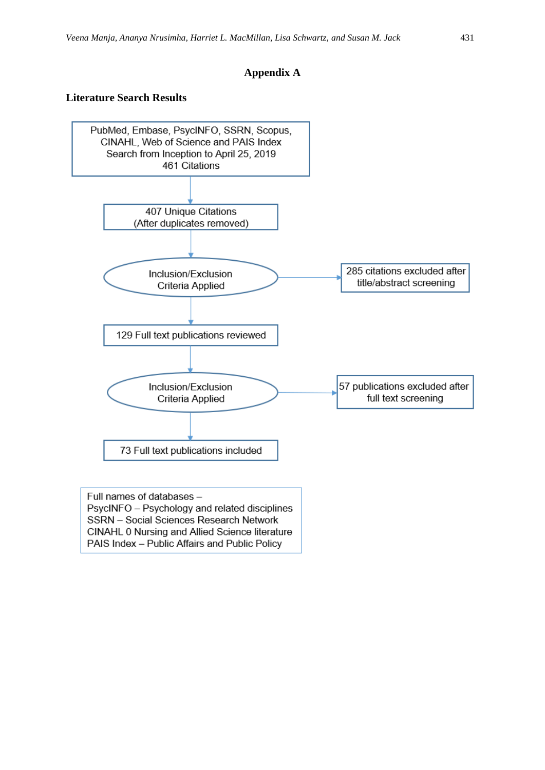# Appendix A

## Literature Search Results

PubMed, Embase, PsycINFO, SSRN, Scopus, CINAHL, Web of Science and PAIS Index
Search from Inception to April 25, 2019
461 Citations

↓

407 Unique Citations
(After duplicates removed)

↓

Inclusion/Exclusion Criteria Applied → 285 citations excluded after title/abstract screening

↓

129 Full text publications reviewed

↓

Inclusion/Exclusion Criteria Applied → 57 publications excluded after full text screening

↓

73 Full text publications included

Full names of databases –
PsycINFO – Psychology and related disciplines
SSRN – Social Sciences Research Network
CINAHL 0 Nursing and Allied Science literature
PAIS Index – Public Affairs and Public Policy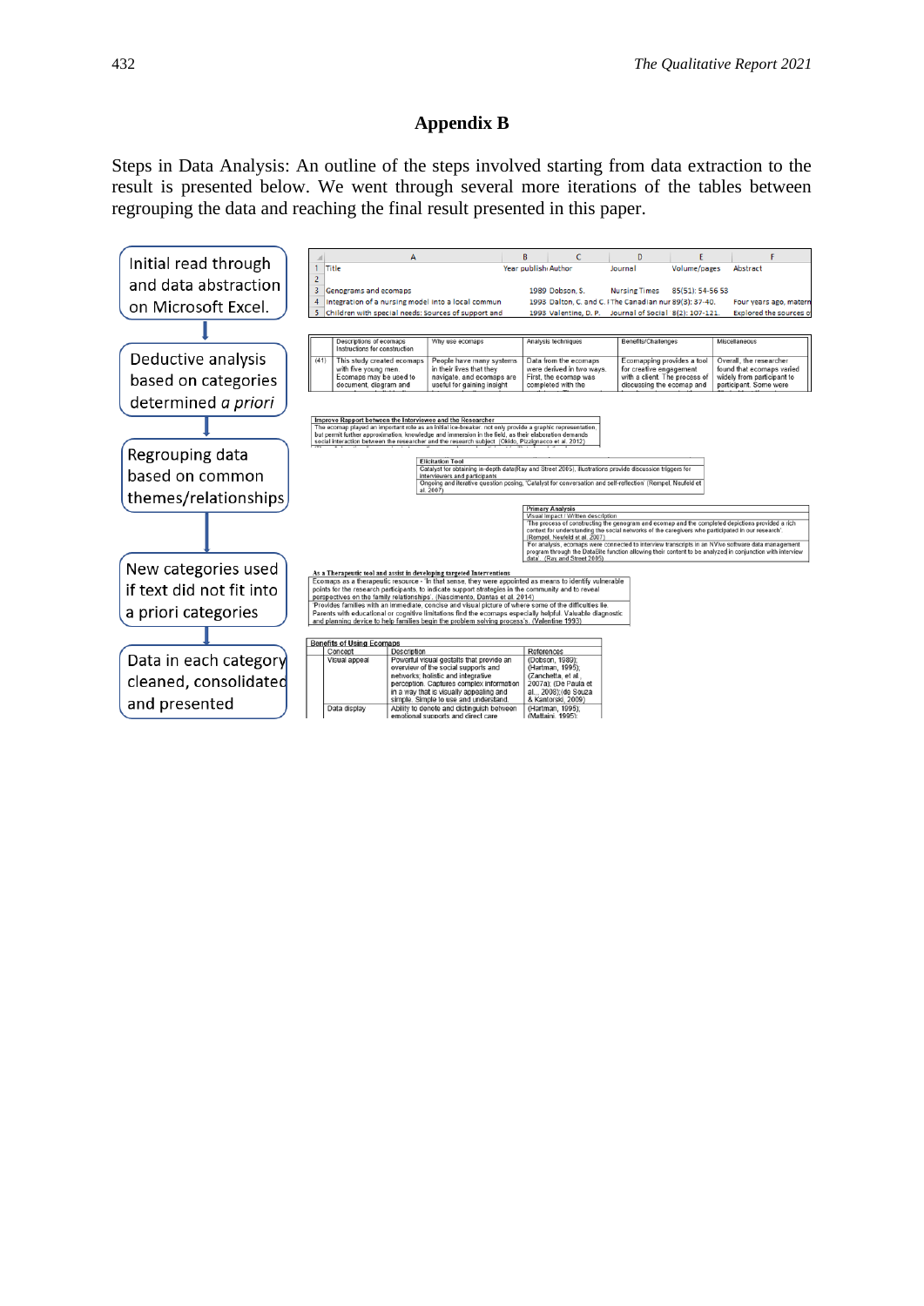## Appendix B

Steps in Data Analysis: An outline of the steps involved starting from data extraction to the result is presented below. We went through several more iterations of the tables between regrouping the data and reaching the final result presented in this paper.

Initial read through and data abstraction on Microsoft Excel.

↓

Deductive analysis based on categories determined *a priori*

↓

Regrouping data based on common themes/relationships

↓

New categories used if text did not fit into a priori categories

↓

Data in each category cleaned, consolidated and presented

| | A | B | C | D | E | F |
|---|---|---|---|---|---|---|
| 1 | Title | Year publish | Author | Journal | Volume/pages | Abstract |
| 2 | | | | | | |
| 3 | Genograms and ecomaps | 1989 | Dobson, S. | Nursing Times | 85(51): 54-56 53 | |
| 4 | Integration of a nursing model into a local commun | 1993 | Dalton, C. and C. F | The Canadian nur | 89(3): 37-40. | Four years ago, matern |
| 5 | Children with special needs: Sources of support and | 1993 | Valentine, D. P. | Journal of Social | 8(2): 107-121. | Explored the sources o |

| | Descriptions of ecomaps Instructions for construction | Why use ecomaps | Analysis techniques | Benefits/Challenges | Miscellaneous |
|---|---|---|---|---|---|
| (41) | This study created ecomaps with five young men. Ecomaps may be used to document, diagram and | People have many systems in their lives that they navigate, and ecomaps are useful for gaining insight | Data from the ecomaps were derived in two ways. First, the ecomap was completed with the | Ecomapping provides a tool for creative engagement with a client. The process of discussing the ecomap and | Overall, the researcher found that ecomaps varied widely from participant to participant. Some were |

**Improve Rapport between the Interviewee and the Researcher**
The ecomap played an important role as an initial ice-breaker, not only provide a graphic representation, but permit further approximation, knowledge and immersion in the field, as their elaboration demands social interaction between the researcher and the research subject (Okido, Pizzignacco et al. 2012)

**Elicitation Tool**
Catalyst for obtaining in-depth data(Ray and Street 2005), illustrations provide discussion triggers for interviewers and participants
Ongoing and iterative question posing, 'Catalyst for conversation and self-reflection' (Rempel, Neufeld et al. 2007)

**Primary Analysis**
Visual Impact / Written description
'The process of constructing the genogram and ecomap and the completed depictions provided a rich context for understanding the social networks of the caregivers who participated in our research' (Rempel, Neufeld et al. 2007)
'For analysis, ecomaps were connected to interview transcripts in an NVivo software data management program through the DataBite function allowing their content to be analyzed in conjunction with interview data'. (Ray and Street 2005)

**As a Therapeutic tool and assist in developing targeted Interventions**
Ecomaps as a therapeutic resource - 'In that sense, they were appointed as means to identify vulnerable points for the research participants, to indicate support strategies in the community and to reveal perspectives on the family relationships'. (Nascimento, Dantas et al. 2014)
Provides families with an immediate, concise and visual picture of where some of the difficulties lie. Parents with educational or cognitive limitations find the ecomaps especially helpful. Valuable diagnostic and planning device to help families begin the problem solving process's. (Valentine 1993)

**Benefits of Using Ecomaps**

| Concept | Description | References |
|---|---|---|
| Visual appeal | Powerful visual gestalts that provide an overview of the social supports and networks; holistic and integrative perception. Captures complex information in a way that is visually appealing and simple. Simple to use and understand. | (Dobson, 1989); (Hartman, 1995); (Zanchetta, et al., 2007a); (De Paula et al., 2008);(de Souza & Kantorski, 2009) |
| Data display | Ability to denote and distinguish between emotional supports and direct care | (Hartman, 1995); (Mattaini, 1995); |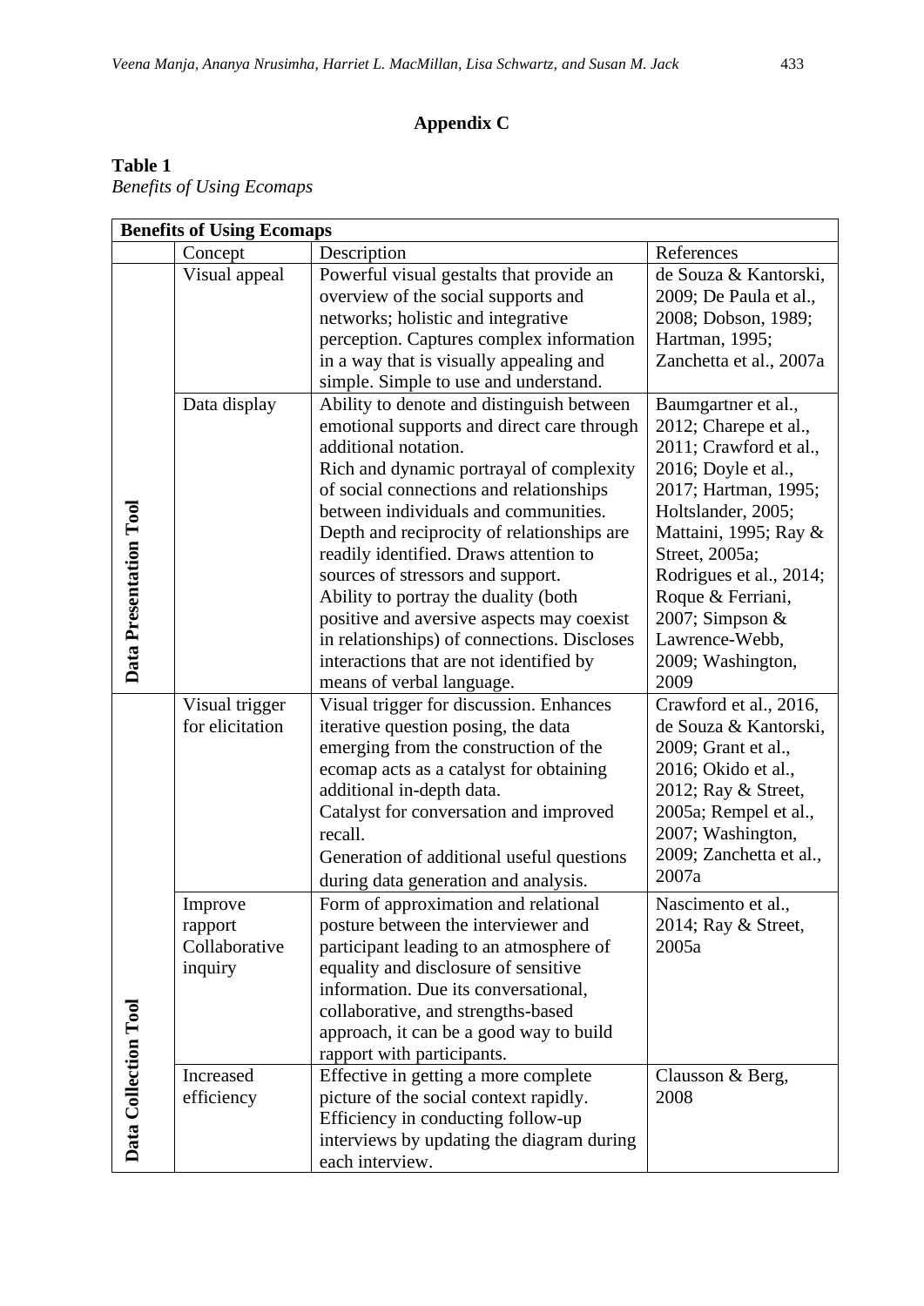## Appendix C

**Table 1**

*Benefits of Using Ecomaps*

| **Benefits of Using Ecomaps** | | | |
|---|---|---|---|
| | Concept | Description | References |
| **Data Presentation Tool** | Visual appeal | Powerful visual gestalts that provide an overview of the social supports and networks; holistic and integrative perception. Captures complex information in a way that is visually appealing and simple. Simple to use and understand. | de Souza & Kantorski, 2009; De Paula et al., 2008; Dobson, 1989; Hartman, 1995; Zanchetta et al., 2007a |
| | Data display | Ability to denote and distinguish between emotional supports and direct care through additional notation. Rich and dynamic portrayal of complexity of social connections and relationships between individuals and communities. Depth and reciprocity of relationships are readily identified. Draws attention to sources of stressors and support. Ability to portray the duality (both positive and aversive aspects may coexist in relationships) of connections. Discloses interactions that are not identified by means of verbal language. | Baumgartner et al., 2012; Charepe et al., 2011; Crawford et al., 2016; Doyle et al., 2017; Hartman, 1995; Holtslander, 2005; Mattaini, 1995; Ray & Street, 2005a; Rodrigues et al., 2014; Roque & Ferriani, 2007; Simpson & Lawrence-Webb, 2009; Washington, 2009 |
| **Data Collection Tool** | Visual trigger for elicitation | Visual trigger for discussion. Enhances iterative question posing, the data emerging from the construction of the ecomap acts as a catalyst for obtaining additional in-depth data. Catalyst for conversation and improved recall. Generation of additional useful questions during data generation and analysis. | Crawford et al., 2016, de Souza & Kantorski, 2009; Grant et al., 2016; Okido et al., 2012; Ray & Street, 2005a; Rempel et al., 2007; Washington, 2009; Zanchetta et al., 2007a |
| | Improve rapport Collaborative inquiry | Form of approximation and relational posture between the interviewer and participant leading to an atmosphere of equality and disclosure of sensitive information. Due its conversational, collaborative, and strengths-based approach, it can be a good way to build rapport with participants. | Nascimento et al., 2014; Ray & Street, 2005a |
| | Increased efficiency | Effective in getting a more complete picture of the social context rapidly. Efficiency in conducting follow-up interviews by updating the diagram during each interview. | Clausson & Berg, 2008 |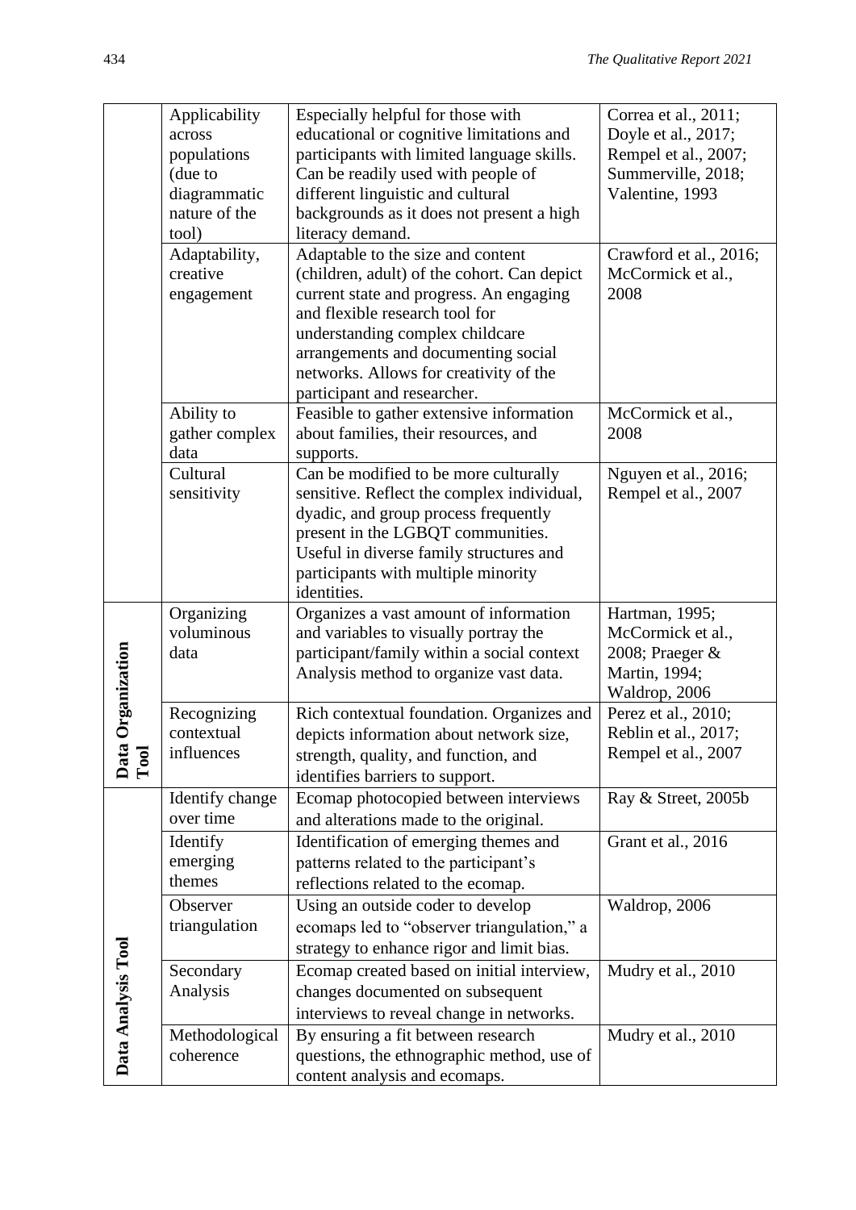|  | Applicability across populations (due to diagrammatic nature of the tool) | Especially helpful for those with educational or cognitive limitations and participants with limited language skills. Can be readily used with people of different linguistic and cultural backgrounds as it does not present a high literacy demand. | Correa et al., 2011; Doyle et al., 2017; Rempel et al., 2007; Summerville, 2018; Valentine, 1993 |
|---|---|---|---|
|  | Adaptability, creative engagement | Adaptable to the size and content (children, adult) of the cohort. Can depict current state and progress. An engaging and flexible research tool for understanding complex childcare arrangements and documenting social networks. Allows for creativity of the participant and researcher. | Crawford et al., 2016; McCormick et al., 2008 |
|  | Ability to gather complex data | Feasible to gather extensive information about families, their resources, and supports. | McCormick et al., 2008 |
|  | Cultural sensitivity | Can be modified to be more culturally sensitive. Reflect the complex individual, dyadic, and group process frequently present in the LGBQT communities. Useful in diverse family structures and participants with multiple minority identities. | Nguyen et al., 2016; Rempel et al., 2007 |
| **Data Organization Tool** | Organizing voluminous data | Organizes a vast amount of information and variables to visually portray the participant/family within a social context Analysis method to organize vast data. | Hartman, 1995; McCormick et al., 2008; Praeger & Martin, 1994; Waldrop, 2006 |
|  | Recognizing contextual influences | Rich contextual foundation. Organizes and depicts information about network size, strength, quality, and function, and identifies barriers to support. | Perez et al., 2010; Reblin et al., 2017; Rempel et al., 2007 |
| **Data Analysis Tool** | Identify change over time | Ecomap photocopied between interviews and alterations made to the original. | Ray & Street, 2005b |
|  | Identify emerging themes | Identification of emerging themes and patterns related to the participant's reflections related to the ecomap. | Grant et al., 2016 |
|  | Observer triangulation | Using an outside coder to develop ecomaps led to "observer triangulation," a strategy to enhance rigor and limit bias. | Waldrop, 2006 |
|  | Secondary Analysis | Ecomap created based on initial interview, changes documented on subsequent interviews to reveal change in networks. | Mudry et al., 2010 |
|  | Methodological coherence | By ensuring a fit between research questions, the ethnographic method, use of content analysis and ecomaps. | Mudry et al., 2010 |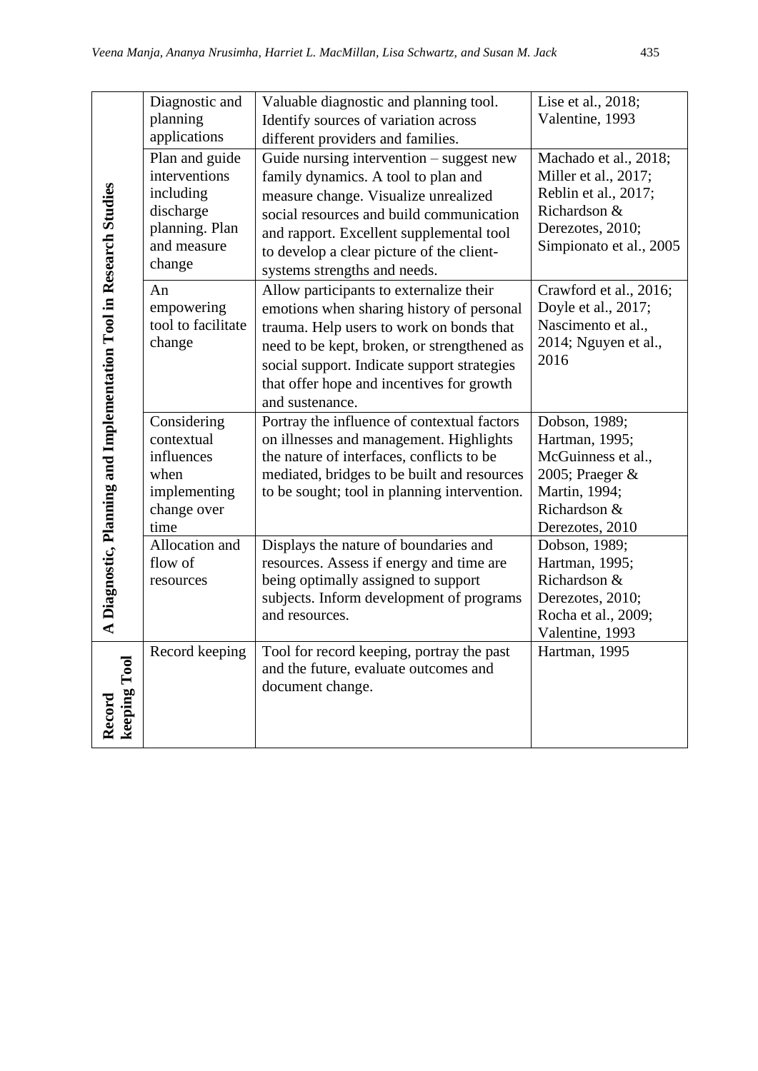| | | | |
|---|---|---|---|
| **A Diagnostic, Planning and Implementation Tool in Research Studies** | Diagnostic and planning applications | Valuable diagnostic and planning tool. Identify sources of variation across different providers and families. | Lise et al., 2018; Valentine, 1993 |
| | Plan and guide interventions including discharge planning. Plan and measure change | Guide nursing intervention – suggest new family dynamics. A tool to plan and measure change. Visualize unrealized social resources and build communication and rapport. Excellent supplemental tool to develop a clear picture of the client-systems strengths and needs. | Machado et al., 2018; Miller et al., 2017; Reblin et al., 2017; Richardson & Derezotes, 2010; Simpionato et al., 2005 |
| | An empowering tool to facilitate change | Allow participants to externalize their emotions when sharing history of personal trauma. Help users to work on bonds that need to be kept, broken, or strengthened as social support. Indicate support strategies that offer hope and incentives for growth and sustenance. | Crawford et al., 2016; Doyle et al., 2017; Nascimento et al., 2014; Nguyen et al., 2016 |
| | Considering contextual influences when implementing change over time | Portray the influence of contextual factors on illnesses and management. Highlights the nature of interfaces, conflicts to be mediated, bridges to be built and resources to be sought; tool in planning intervention. | Dobson, 1989; Hartman, 1995; McGuinness et al., 2005; Praeger & Martin, 1994; Richardson & Derezotes, 2010 |
| | Allocation and flow of resources | Displays the nature of boundaries and resources. Assess if energy and time are being optimally assigned to support subjects. Inform development of programs and resources. | Dobson, 1989; Hartman, 1995; Richardson & Derezotes, 2010; Rocha et al., 2009; Valentine, 1993 |
| **Record keeping Tool** | Record keeping | Tool for record keeping, portray the past and the future, evaluate outcomes and document change. | Hartman, 1995 |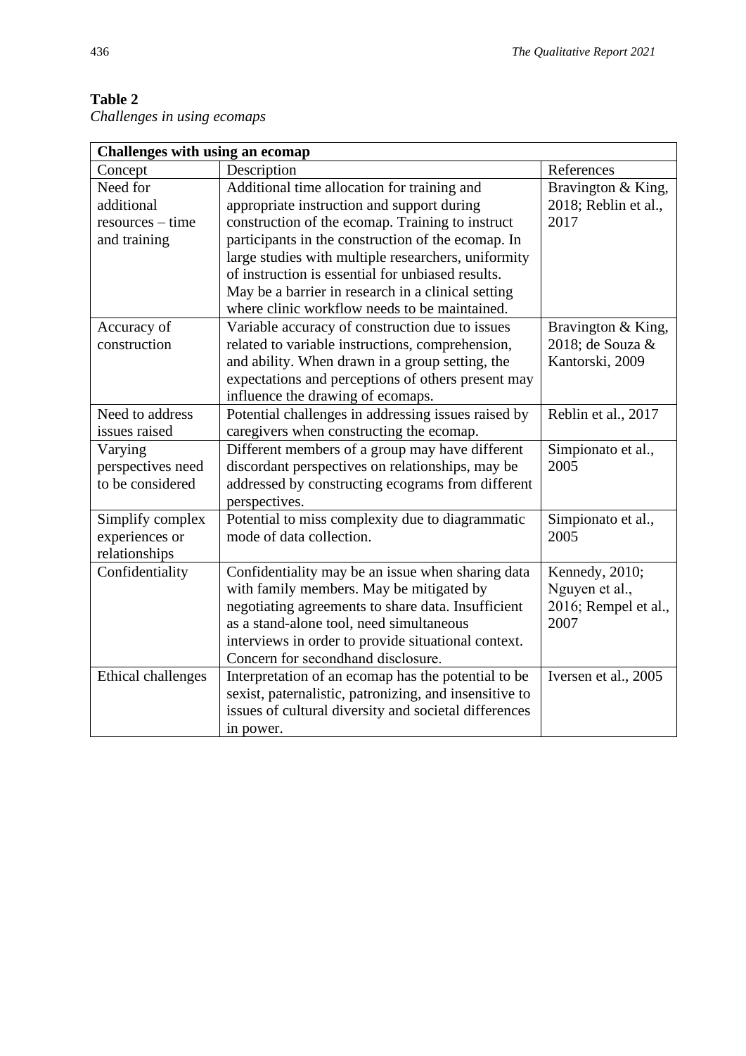**Table 2**
*Challenges in using ecomaps*

| **Challenges with using an ecomap** | | |
|---|---|---|
| Concept | Description | References |
| Need for additional resources – time and training | Additional time allocation for training and appropriate instruction and support during construction of the ecomap. Training to instruct participants in the construction of the ecomap. In large studies with multiple researchers, uniformity of instruction is essential for unbiased results. May be a barrier in research in a clinical setting where clinic workflow needs to be maintained. | Bravington & King, 2018; Reblin et al., 2017 |
| Accuracy of construction | Variable accuracy of construction due to issues related to variable instructions, comprehension, and ability. When drawn in a group setting, the expectations and perceptions of others present may influence the drawing of ecomaps. | Bravington & King, 2018; de Souza & Kantorski, 2009 |
| Need to address issues raised | Potential challenges in addressing issues raised by caregivers when constructing the ecomap. | Reblin et al., 2017 |
| Varying perspectives need to be considered | Different members of a group may have different discordant perspectives on relationships, may be addressed by constructing ecograms from different perspectives. | Simpionato et al., 2005 |
| Simplify complex experiences or relationships | Potential to miss complexity due to diagrammatic mode of data collection. | Simpionato et al., 2005 |
| Confidentiality | Confidentiality may be an issue when sharing data with family members. May be mitigated by negotiating agreements to share data. Insufficient as a stand-alone tool, need simultaneous interviews in order to provide situational context. Concern for secondhand disclosure. | Kennedy, 2010; Nguyen et al., 2016; Rempel et al., 2007 |
| Ethical challenges | Interpretation of an ecomap has the potential to be sexist, paternalistic, patronizing, and insensitive to issues of cultural diversity and societal differences in power. | Iversen et al., 2005 |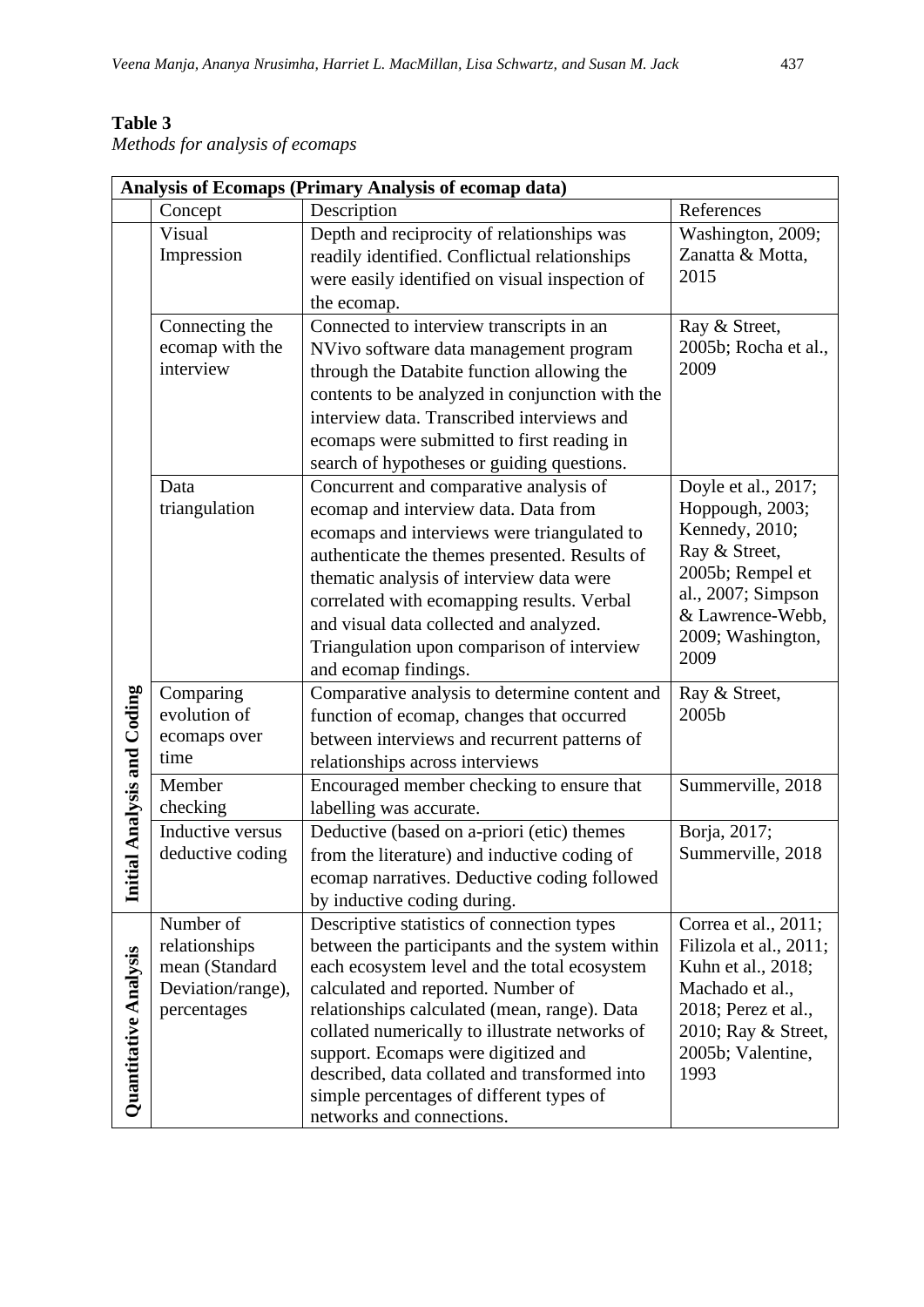**Table 3**
*Methods for analysis of ecomaps*

| Analysis of Ecomaps (Primary Analysis of ecomap data) | | | |
|---|---|---|---|
| | Concept | Description | References |
| Initial Analysis and Coding | Visual Impression | Depth and reciprocity of relationships was readily identified. Conflictual relationships were easily identified on visual inspection of the ecomap. | Washington, 2009; Zanatta & Motta, 2015 |
| | Connecting the ecomap with the interview | Connected to interview transcripts in an NVivo software data management program through the Databite function allowing the contents to be analyzed in conjunction with the interview data. Transcribed interviews and ecomaps were submitted to first reading in search of hypotheses or guiding questions. | Ray & Street, 2005b; Rocha et al., 2009 |
| | Data triangulation | Concurrent and comparative analysis of ecomap and interview data. Data from ecomaps and interviews were triangulated to authenticate the themes presented. Results of thematic analysis of interview data were correlated with ecomapping results. Verbal and visual data collected and analyzed. Triangulation upon comparison of interview and ecomap findings. | Doyle et al., 2017; Hoppough, 2003; Kennedy, 2010; Ray & Street, 2005b; Rempel et al., 2007; Simpson & Lawrence-Webb, 2009; Washington, 2009 |
| | Comparing evolution of ecomaps over time | Comparative analysis to determine content and function of ecomap, changes that occurred between interviews and recurrent patterns of relationships across interviews | Ray & Street, 2005b |
| | Member checking | Encouraged member checking to ensure that labelling was accurate. | Summerville, 2018 |
| | Inductive versus deductive coding | Deductive (based on a-priori (etic) themes from the literature) and inductive coding of ecomap narratives. Deductive coding followed by inductive coding during. | Borja, 2017; Summerville, 2018 |
| Quantitative Analysis | Number of relationships mean (Standard Deviation/range), percentages | Descriptive statistics of connection types between the participants and the system within each ecosystem level and the total ecosystem calculated and reported. Number of relationships calculated (mean, range). Data collated numerically to illustrate networks of support. Ecomaps were digitized and described, data collated and transformed into simple percentages of different types of networks and connections. | Correa et al., 2011; Filizola et al., 2011; Kuhn et al., 2018; Machado et al., 2018; Perez et al., 2010; Ray & Street, 2005b; Valentine, 1993 |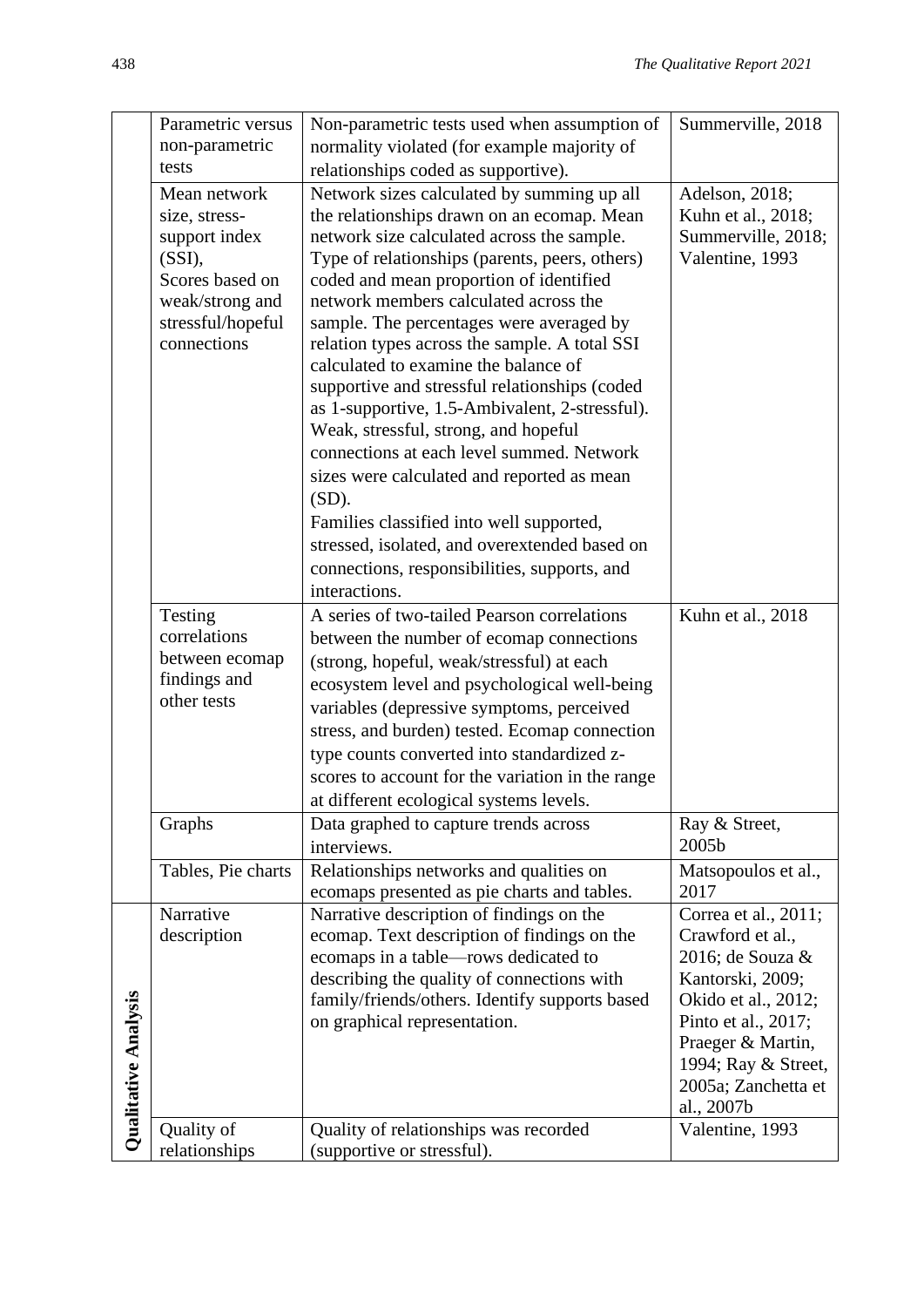| | | | |
|---|---|---|---|
| | Parametric versus non-parametric tests | Non-parametric tests used when assumption of normality violated (for example majority of relationships coded as supportive). | Summerville, 2018 |
| | Mean network size, stress-support index (SSI), Scores based on weak/strong and stressful/hopeful connections | Network sizes calculated by summing up all the relationships drawn on an ecomap. Mean network size calculated across the sample. Type of relationships (parents, peers, others) coded and mean proportion of identified network members calculated across the sample. The percentages were averaged by relation types across the sample. A total SSI calculated to examine the balance of supportive and stressful relationships (coded as 1-supportive, 1.5-Ambivalent, 2-stressful). Weak, stressful, strong, and hopeful connections at each level summed. Network sizes were calculated and reported as mean (SD). Families classified into well supported, stressed, isolated, and overextended based on connections, responsibilities, supports, and interactions. | Adelson, 2018; Kuhn et al., 2018; Summerville, 2018; Valentine, 1993 |
| | Testing correlations between ecomap findings and other tests | A series of two-tailed Pearson correlations between the number of ecomap connections (strong, hopeful, weak/stressful) at each ecosystem level and psychological well-being variables (depressive symptoms, perceived stress, and burden) tested. Ecomap connection type counts converted into standardized z-scores to account for the variation in the range at different ecological systems levels. | Kuhn et al., 2018 |
| | Graphs | Data graphed to capture trends across interviews. | Ray & Street, 2005b |
| | Tables, Pie charts | Relationships networks and qualities on ecomaps presented as pie charts and tables. | Matsopoulos et al., 2017 |
| **Qualitative Analysis** | Narrative description | Narrative description of findings on the ecomap. Text description of findings on the ecomaps in a table—rows dedicated to describing the quality of connections with family/friends/others. Identify supports based on graphical representation. | Correa et al., 2011; Crawford et al., 2016; de Souza & Kantorski, 2009; Okido et al., 2012; Pinto et al., 2017; Praeger & Martin, 1994; Ray & Street, 2005a; Zanchetta et al., 2007b |
| | Quality of relationships | Quality of relationships was recorded (supportive or stressful). | Valentine, 1993 |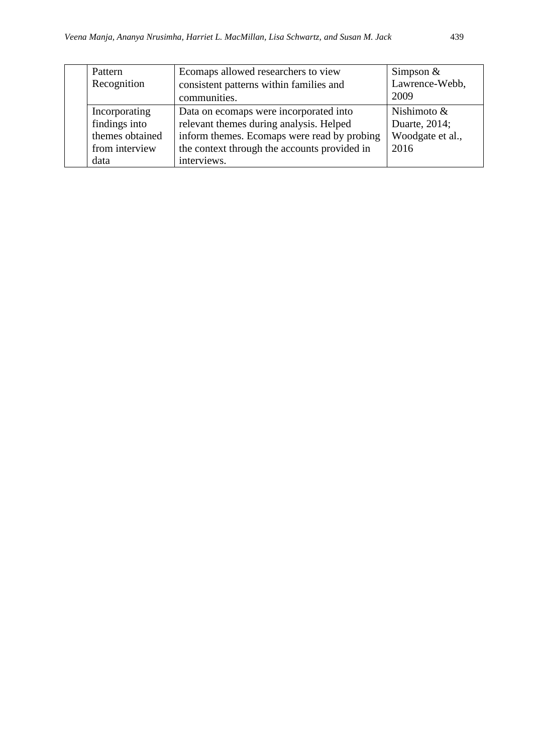|  | Pattern Recognition | Ecomaps allowed researchers to view consistent patterns within families and communities. | Simpson & Lawrence-Webb, 2009 |
|---|---|---|---|
|  | Incorporating findings into themes obtained from interview data | Data on ecomaps were incorporated into relevant themes during analysis. Helped inform themes. Ecomaps were read by probing the context through the accounts provided in interviews. | Nishimoto & Duarte, 2014; Woodgate et al., 2016 |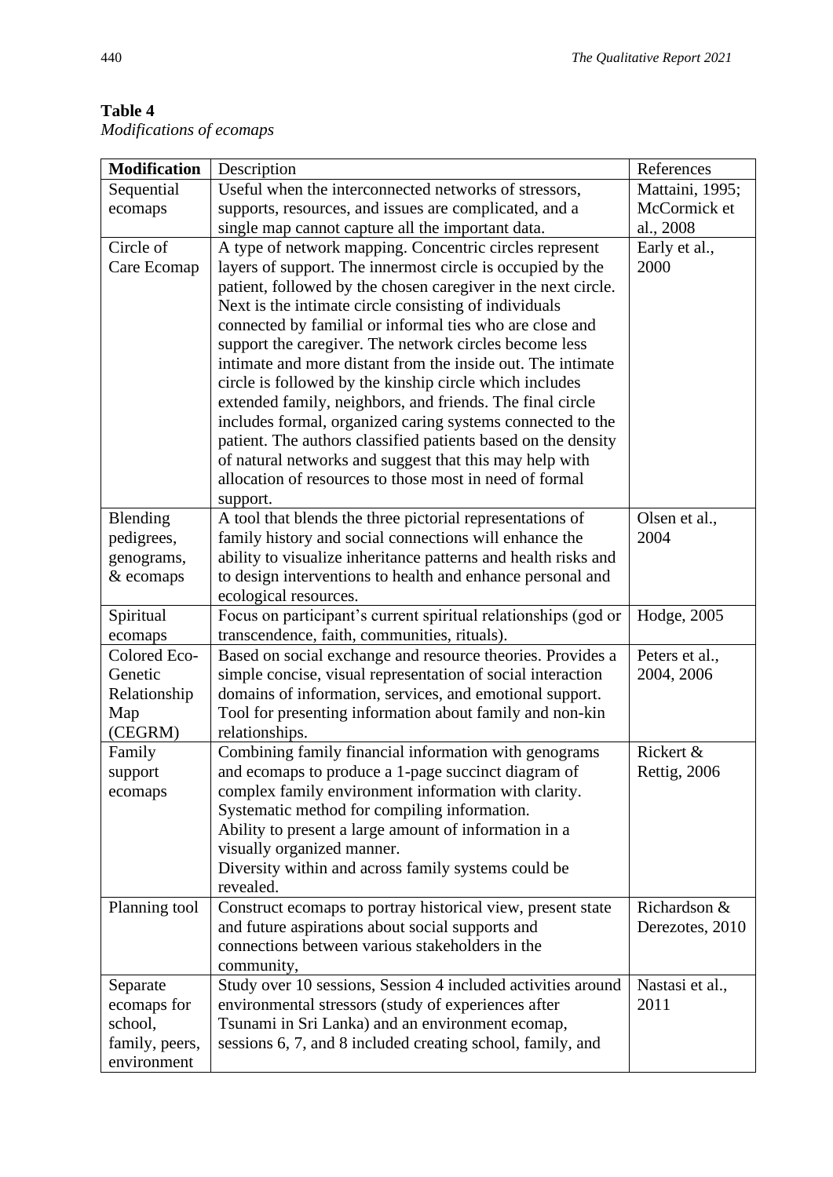**Table 4**
*Modifications of ecomaps*

| Modification | Description | References |
|---|---|---|
| Sequential ecomaps | Useful when the interconnected networks of stressors, supports, resources, and issues are complicated, and a single map cannot capture all the important data. | Mattaini, 1995; McCormick et al., 2008 |
| Circle of Care Ecomap | A type of network mapping. Concentric circles represent layers of support. The innermost circle is occupied by the patient, followed by the chosen caregiver in the next circle. Next is the intimate circle consisting of individuals connected by familial or informal ties who are close and support the caregiver. The network circles become less intimate and more distant from the inside out. The intimate circle is followed by the kinship circle which includes extended family, neighbors, and friends. The final circle includes formal, organized caring systems connected to the patient. The authors classified patients based on the density of natural networks and suggest that this may help with allocation of resources to those most in need of formal support. | Early et al., 2000 |
| Blending pedigrees, genograms, & ecomaps | A tool that blends the three pictorial representations of family history and social connections will enhance the ability to visualize inheritance patterns and health risks and to design interventions to health and enhance personal and ecological resources. | Olsen et al., 2004 |
| Spiritual ecomaps | Focus on participant's current spiritual relationships (god or transcendence, faith, communities, rituals). | Hodge, 2005 |
| Colored Eco-Genetic Relationship Map (CEGRM) | Based on social exchange and resource theories. Provides a simple concise, visual representation of social interaction domains of information, services, and emotional support. Tool for presenting information about family and non-kin relationships. | Peters et al., 2004, 2006 |
| Family support ecomaps | Combining family financial information with genograms and ecomaps to produce a 1-page succinct diagram of complex family environment information with clarity. Systematic method for compiling information. Ability to present a large amount of information in a visually organized manner. Diversity within and across family systems could be revealed. | Rickert & Rettig, 2006 |
| Planning tool | Construct ecomaps to portray historical view, present state and future aspirations about social supports and connections between various stakeholders in the community, | Richardson & Derezotes, 2010 |
| Separate ecomaps for school, family, peers, environment | Study over 10 sessions, Session 4 included activities around environmental stressors (study of experiences after Tsunami in Sri Lanka) and an environment ecomap, sessions 6, 7, and 8 included creating school, family, and | Nastasi et al., 2011 |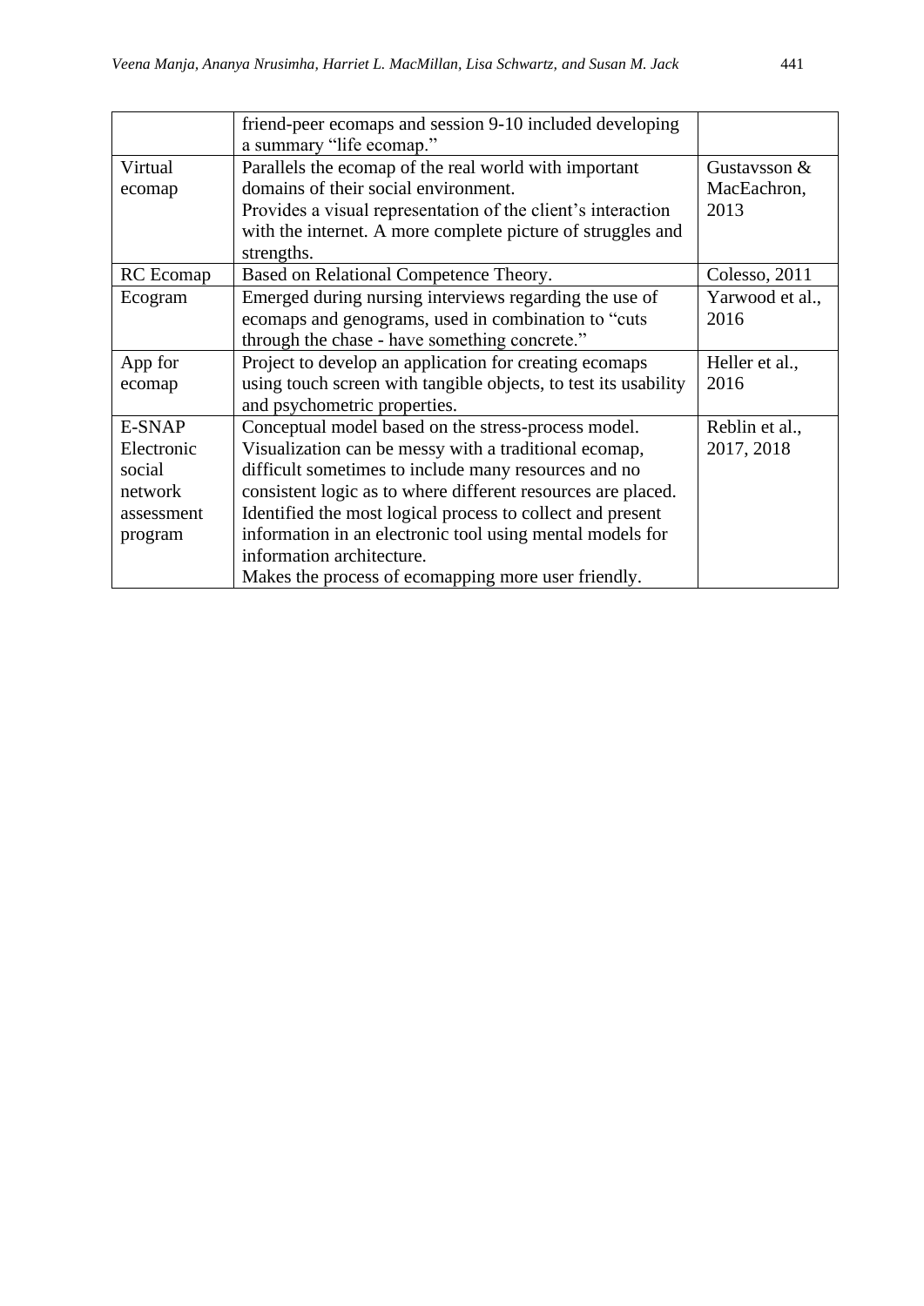| | | |
|---|---|---|
| | friend-peer ecomaps and session 9-10 included developing a summary "life ecomap." | |
| Virtual ecomap | Parallels the ecomap of the real world with important domains of their social environment. Provides a visual representation of the client's interaction with the internet. A more complete picture of struggles and strengths. | Gustavsson & MacEachron, 2013 |
| RC Ecomap | Based on Relational Competence Theory. | Colesso, 2011 |
| Ecogram | Emerged during nursing interviews regarding the use of ecomaps and genograms, used in combination to "cuts through the chase - have something concrete." | Yarwood et al., 2016 |
| App for ecomap | Project to develop an application for creating ecomaps using touch screen with tangible objects, to test its usability and psychometric properties. | Heller et al., 2016 |
| E-SNAP Electronic social network assessment program | Conceptual model based on the stress-process model. Visualization can be messy with a traditional ecomap, difficult sometimes to include many resources and no consistent logic as to where different resources are placed. Identified the most logical process to collect and present information in an electronic tool using mental models for information architecture. Makes the process of ecomapping more user friendly. | Reblin et al., 2017, 2018 |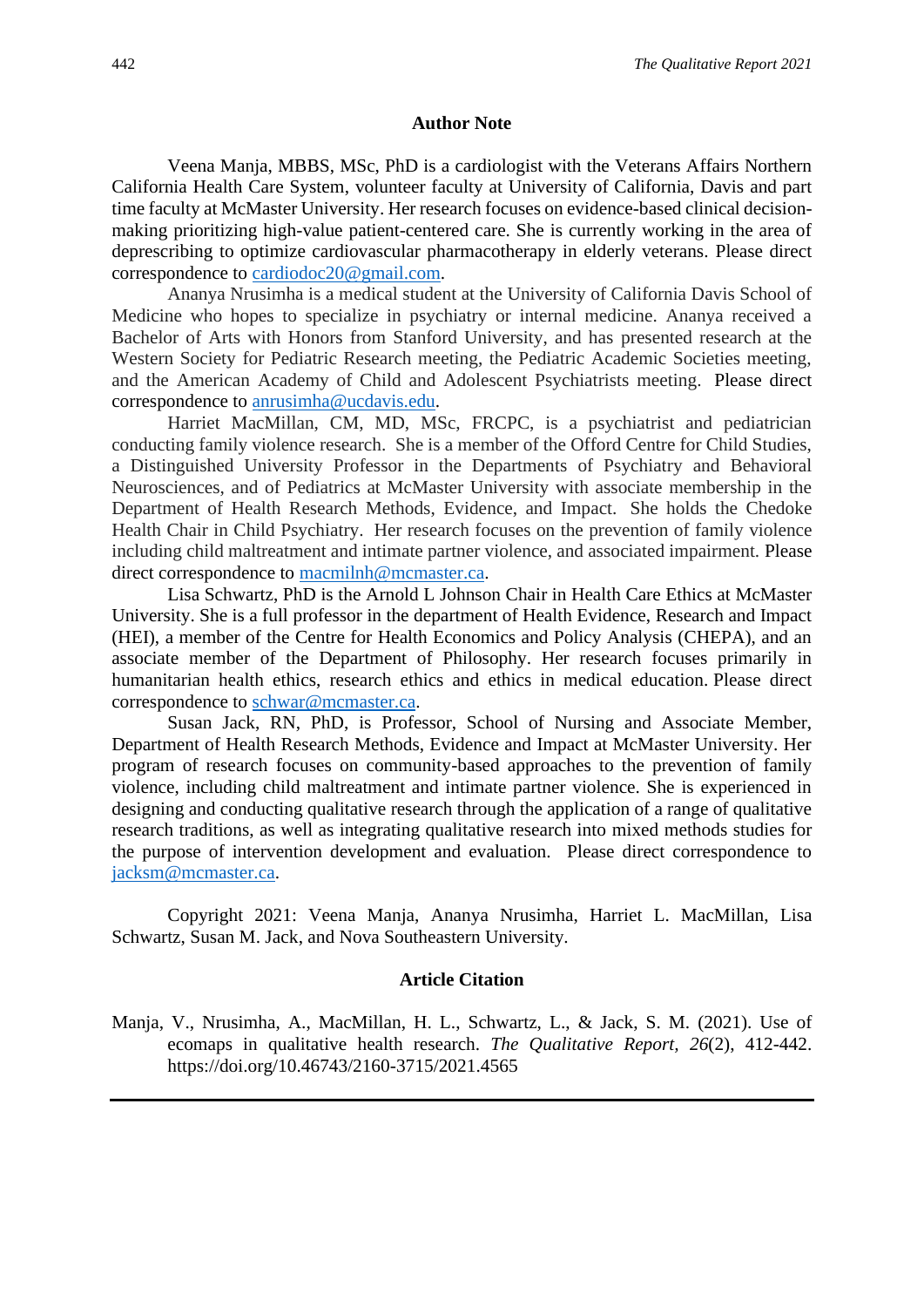## Author Note

Veena Manja, MBBS, MSc, PhD is a cardiologist with the Veterans Affairs Northern California Health Care System, volunteer faculty at University of California, Davis and part time faculty at McMaster University. Her research focuses on evidence-based clinical decision-making prioritizing high-value patient-centered care. She is currently working in the area of deprescribing to optimize cardiovascular pharmacotherapy in elderly veterans. Please direct correspondence to cardiodoc20@gmail.com.

Ananya Nrusimha is a medical student at the University of California Davis School of Medicine who hopes to specialize in psychiatry or internal medicine. Ananya received a Bachelor of Arts with Honors from Stanford University, and has presented research at the Western Society for Pediatric Research meeting, the Pediatric Academic Societies meeting, and the American Academy of Child and Adolescent Psychiatrists meeting. Please direct correspondence to anrusimha@ucdavis.edu.

Harriet MacMillan, CM, MD, MSc, FRCPC, is a psychiatrist and pediatrician conducting family violence research. She is a member of the Offord Centre for Child Studies, a Distinguished University Professor in the Departments of Psychiatry and Behavioral Neurosciences, and of Pediatrics at McMaster University with associate membership in the Department of Health Research Methods, Evidence, and Impact. She holds the Chedoke Health Chair in Child Psychiatry. Her research focuses on the prevention of family violence including child maltreatment and intimate partner violence, and associated impairment. Please direct correspondence to macmilnh@mcmaster.ca.

Lisa Schwartz, PhD is the Arnold L Johnson Chair in Health Care Ethics at McMaster University. She is a full professor in the department of Health Evidence, Research and Impact (HEI), a member of the Centre for Health Economics and Policy Analysis (CHEPA), and an associate member of the Department of Philosophy. Her research focuses primarily in humanitarian health ethics, research ethics and ethics in medical education. Please direct correspondence to schwar@mcmaster.ca.

Susan Jack, RN, PhD, is Professor, School of Nursing and Associate Member, Department of Health Research Methods, Evidence and Impact at McMaster University. Her program of research focuses on community-based approaches to the prevention of family violence, including child maltreatment and intimate partner violence. She is experienced in designing and conducting qualitative research through the application of a range of qualitative research traditions, as well as integrating qualitative research into mixed methods studies for the purpose of intervention development and evaluation. Please direct correspondence to jacksm@mcmaster.ca.

Copyright 2021: Veena Manja, Ananya Nrusimha, Harriet L. MacMillan, Lisa Schwartz, Susan M. Jack, and Nova Southeastern University.

## Article Citation

Manja, V., Nrusimha, A., MacMillan, H. L., Schwartz, L., & Jack, S. M. (2021). Use of ecomaps in qualitative health research. *The Qualitative Report, 26*(2), 412-442. https://doi.org/10.46743/2160-3715/2021.4565